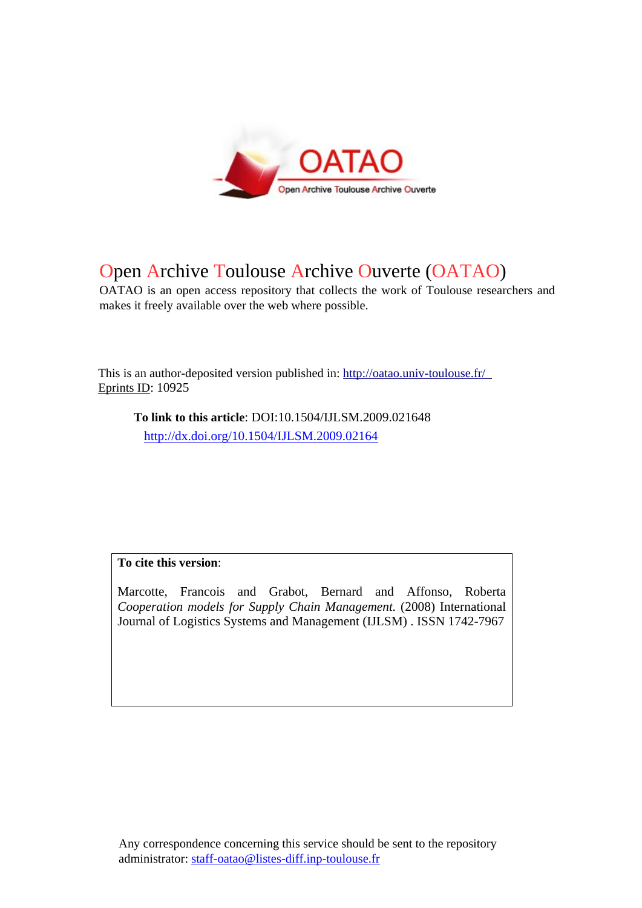# Open Archive Toulouse Archive Ouverte (OATAO)

OATAO is an open access repository that collects the work of Toulouse researchers and makes it freely available over the web where possible.

This is an author-deposited version published in: http://oatao.univ-toulouse.fr/
Eprints ID: 10925

**To link to this article**: DOI:10.1504/IJLSM.2009.021648
http://dx.doi.org/10.1504/IJLSM.2009.02164

**To cite this version**:

Marcotte, Francois and Grabot, Bernard and Affonso, Roberta *Cooperation models for Supply Chain Management.* (2008) International Journal of Logistics Systems and Management (IJLSM) . ISSN 1742-7967

Any correspondence concerning this service should be sent to the repository administrator: staff-oatao@listes-diff.inp-toulouse.fr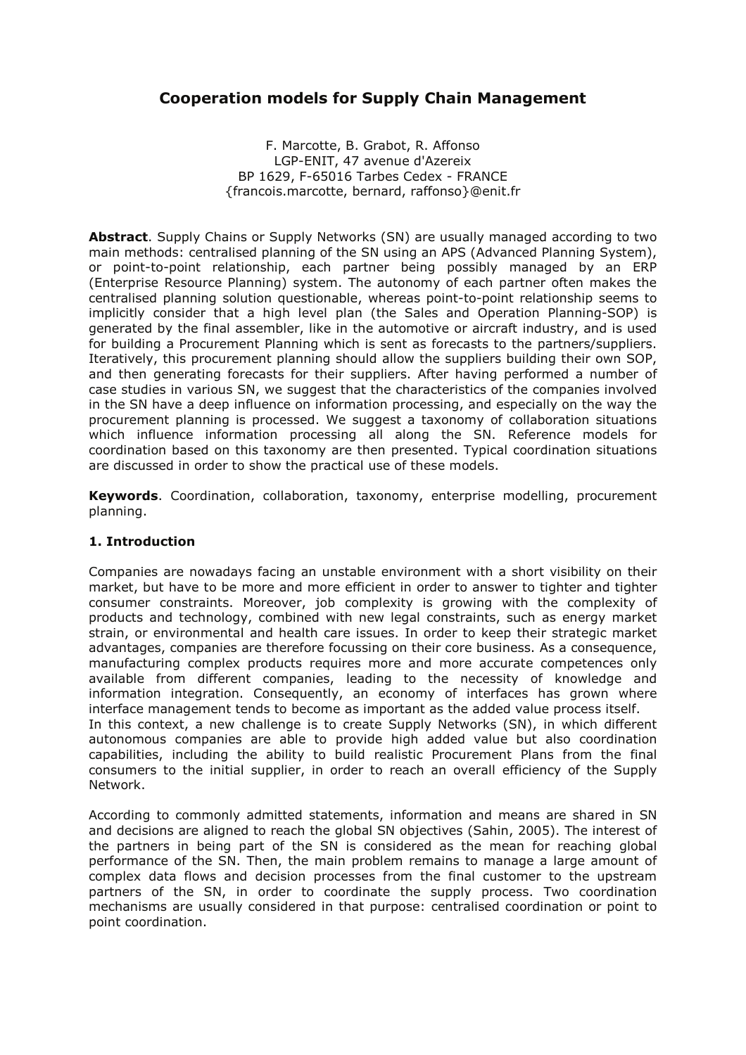# Cooperation models for Supply Chain Management

F. Marcotte, B. Grabot, R. Affonso
LGP-ENIT, 47 avenue d'Azereix
BP 1629, F-65016 Tarbes Cedex - FRANCE
{francois.marcotte, bernard, raffonso}@enit.fr

**Abstract**. Supply Chains or Supply Networks (SN) are usually managed according to two main methods: centralised planning of the SN using an APS (Advanced Planning System), or point-to-point relationship, each partner being possibly managed by an ERP (Enterprise Resource Planning) system. The autonomy of each partner often makes the centralised planning solution questionable, whereas point-to-point relationship seems to implicitly consider that a high level plan (the Sales and Operation Planning-SOP) is generated by the final assembler, like in the automotive or aircraft industry, and is used for building a Procurement Planning which is sent as forecasts to the partners/suppliers. Iteratively, this procurement planning should allow the suppliers building their own SOP, and then generating forecasts for their suppliers. After having performed a number of case studies in various SN, we suggest that the characteristics of the companies involved in the SN have a deep influence on information processing, and especially on the way the procurement planning is processed. We suggest a taxonomy of collaboration situations which influence information processing all along the SN. Reference models for coordination based on this taxonomy are then presented. Typical coordination situations are discussed in order to show the practical use of these models.

**Keywords**. Coordination, collaboration, taxonomy, enterprise modelling, procurement planning.

## 1. Introduction

Companies are nowadays facing an unstable environment with a short visibility on their market, but have to be more and more efficient in order to answer to tighter and tighter consumer constraints. Moreover, job complexity is growing with the complexity of products and technology, combined with new legal constraints, such as energy market strain, or environmental and health care issues. In order to keep their strategic market advantages, companies are therefore focussing on their core business. As a consequence, manufacturing complex products requires more and more accurate competences only available from different companies, leading to the necessity of knowledge and information integration. Consequently, an economy of interfaces has grown where interface management tends to become as important as the added value process itself.
In this context, a new challenge is to create Supply Networks (SN), in which different autonomous companies are able to provide high added value but also coordination capabilities, including the ability to build realistic Procurement Plans from the final consumers to the initial supplier, in order to reach an overall efficiency of the Supply Network.

According to commonly admitted statements, information and means are shared in SN and decisions are aligned to reach the global SN objectives (Sahin, 2005). The interest of the partners in being part of the SN is considered as the mean for reaching global performance of the SN. Then, the main problem remains to manage a large amount of complex data flows and decision processes from the final customer to the upstream partners of the SN, in order to coordinate the supply process. Two coordination mechanisms are usually considered in that purpose: centralised coordination or point to point coordination.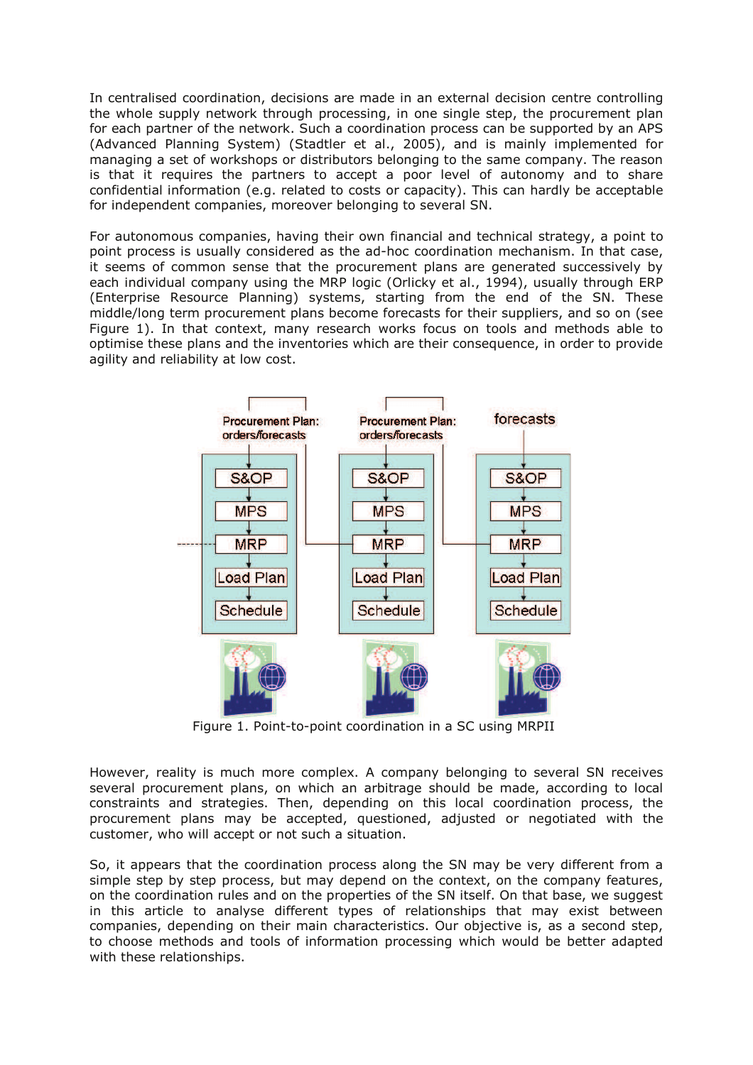In centralised coordination, decisions are made in an external decision centre controlling the whole supply network through processing, in one single step, the procurement plan for each partner of the network. Such a coordination process can be supported by an APS (Advanced Planning System) (Stadtler et al., 2005), and is mainly implemented for managing a set of workshops or distributors belonging to the same company. The reason is that it requires the partners to accept a poor level of autonomy and to share confidential information (e.g. related to costs or capacity). This can hardly be acceptable for independent companies, moreover belonging to several SN.

For autonomous companies, having their own financial and technical strategy, a point to point process is usually considered as the ad-hoc coordination mechanism. In that case, it seems of common sense that the procurement plans are generated successively by each individual company using the MRP logic (Orlicky et al., 1994), usually through ERP (Enterprise Resource Planning) systems, starting from the end of the SN. These middle/long term procurement plans become forecasts for their suppliers, and so on (see Figure 1). In that context, many research works focus on tools and methods able to optimise these plans and the inventories which are their consequence, in order to provide agility and reliability at low cost.

Figure 1. Point-to-point coordination in a SC using MRPII

However, reality is much more complex. A company belonging to several SN receives several procurement plans, on which an arbitrage should be made, according to local constraints and strategies. Then, depending on this local coordination process, the procurement plans may be accepted, questioned, adjusted or negotiated with the customer, who will accept or not such a situation.

So, it appears that the coordination process along the SN may be very different from a simple step by step process, but may depend on the context, on the company features, on the coordination rules and on the properties of the SN itself. On that base, we suggest in this article to analyse different types of relationships that may exist between companies, depending on their main characteristics. Our objective is, as a second step, to choose methods and tools of information processing which would be better adapted with these relationships.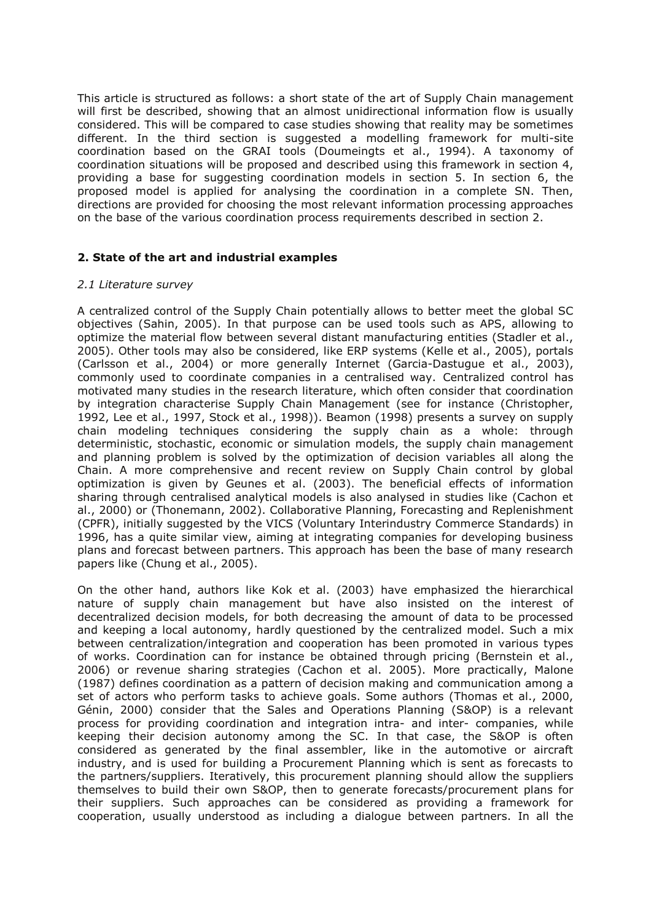This article is structured as follows: a short state of the art of Supply Chain management will first be described, showing that an almost unidirectional information flow is usually considered. This will be compared to case studies showing that reality may be sometimes different. In the third section is suggested a modelling framework for multi-site coordination based on the GRAI tools (Doumeingts et al., 1994). A taxonomy of coordination situations will be proposed and described using this framework in section 4, providing a base for suggesting coordination models in section 5. In section 6, the proposed model is applied for analysing the coordination in a complete SN. Then, directions are provided for choosing the most relevant information processing approaches on the base of the various coordination process requirements described in section 2.

## 2. State of the art and industrial examples

### *2.1 Literature survey*

A centralized control of the Supply Chain potentially allows to better meet the global SC objectives (Sahin, 2005). In that purpose can be used tools such as APS, allowing to optimize the material flow between several distant manufacturing entities (Stadler et al., 2005). Other tools may also be considered, like ERP systems (Kelle et al., 2005), portals (Carlsson et al., 2004) or more generally Internet (Garcia-Dastugue et al., 2003), commonly used to coordinate companies in a centralised way. Centralized control has motivated many studies in the research literature, which often consider that coordination by integration characterise Supply Chain Management (see for instance (Christopher, 1992, Lee et al., 1997, Stock et al., 1998)). Beamon (1998) presents a survey on supply chain modeling techniques considering the supply chain as a whole: through deterministic, stochastic, economic or simulation models, the supply chain management and planning problem is solved by the optimization of decision variables all along the Chain. A more comprehensive and recent review on Supply Chain control by global optimization is given by Geunes et al. (2003). The beneficial effects of information sharing through centralised analytical models is also analysed in studies like (Cachon et al., 2000) or (Thonemann, 2002). Collaborative Planning, Forecasting and Replenishment (CPFR), initially suggested by the VICS (Voluntary Interindustry Commerce Standards) in 1996, has a quite similar view, aiming at integrating companies for developing business plans and forecast between partners. This approach has been the base of many research papers like (Chung et al., 2005).

On the other hand, authors like Kok et al. (2003) have emphasized the hierarchical nature of supply chain management but have also insisted on the interest of decentralized decision models, for both decreasing the amount of data to be processed and keeping a local autonomy, hardly questioned by the centralized model. Such a mix between centralization/integration and cooperation has been promoted in various types of works. Coordination can for instance be obtained through pricing (Bernstein et al., 2006) or revenue sharing strategies (Cachon et al. 2005). More practically, Malone (1987) defines coordination as a pattern of decision making and communication among a set of actors who perform tasks to achieve goals. Some authors (Thomas et al., 2000, Génin, 2000) consider that the Sales and Operations Planning (S&OP) is a relevant process for providing coordination and integration intra- and inter- companies, while keeping their decision autonomy among the SC. In that case, the S&OP is often considered as generated by the final assembler, like in the automotive or aircraft industry, and is used for building a Procurement Planning which is sent as forecasts to the partners/suppliers. Iteratively, this procurement planning should allow the suppliers themselves to build their own S&OP, then to generate forecasts/procurement plans for their suppliers. Such approaches can be considered as providing a framework for cooperation, usually understood as including a dialogue between partners. In all the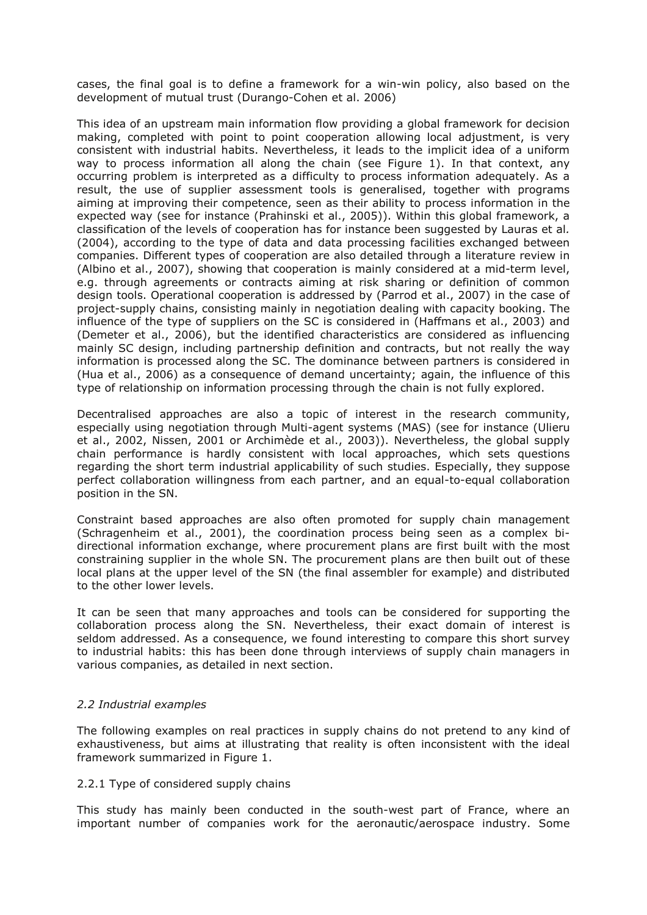cases, the final goal is to define a framework for a win-win policy, also based on the development of mutual trust (Durango-Cohen et al. 2006)

This idea of an upstream main information flow providing a global framework for decision making, completed with point to point cooperation allowing local adjustment, is very consistent with industrial habits. Nevertheless, it leads to the implicit idea of a uniform way to process information all along the chain (see Figure 1). In that context, any occurring problem is interpreted as a difficulty to process information adequately. As a result, the use of supplier assessment tools is generalised, together with programs aiming at improving their competence, seen as their ability to process information in the expected way (see for instance (Prahinski et al., 2005)). Within this global framework, a classification of the levels of cooperation has for instance been suggested by Lauras et al. (2004), according to the type of data and data processing facilities exchanged between companies. Different types of cooperation are also detailed through a literature review in (Albino et al., 2007), showing that cooperation is mainly considered at a mid-term level, e.g. through agreements or contracts aiming at risk sharing or definition of common design tools. Operational cooperation is addressed by (Parrod et al., 2007) in the case of project-supply chains, consisting mainly in negotiation dealing with capacity booking. The influence of the type of suppliers on the SC is considered in (Haffmans et al., 2003) and (Demeter et al., 2006), but the identified characteristics are considered as influencing mainly SC design, including partnership definition and contracts, but not really the way information is processed along the SC. The dominance between partners is considered in (Hua et al., 2006) as a consequence of demand uncertainty; again, the influence of this type of relationship on information processing through the chain is not fully explored.

Decentralised approaches are also a topic of interest in the research community, especially using negotiation through Multi-agent systems (MAS) (see for instance (Ulieru et al., 2002, Nissen, 2001 or Archimède et al., 2003)). Nevertheless, the global supply chain performance is hardly consistent with local approaches, which sets questions regarding the short term industrial applicability of such studies. Especially, they suppose perfect collaboration willingness from each partner, and an equal-to-equal collaboration position in the SN.

Constraint based approaches are also often promoted for supply chain management (Schragenheim et al., 2001), the coordination process being seen as a complex bi-directional information exchange, where procurement plans are first built with the most constraining supplier in the whole SN. The procurement plans are then built out of these local plans at the upper level of the SN (the final assembler for example) and distributed to the other lower levels.

It can be seen that many approaches and tools can be considered for supporting the collaboration process along the SN. Nevertheless, their exact domain of interest is seldom addressed. As a consequence, we found interesting to compare this short survey to industrial habits: this has been done through interviews of supply chain managers in various companies, as detailed in next section.

### *2.2 Industrial examples*

The following examples on real practices in supply chains do not pretend to any kind of exhaustiveness, but aims at illustrating that reality is often inconsistent with the ideal framework summarized in Figure 1.

#### 2.2.1 Type of considered supply chains

This study has mainly been conducted in the south-west part of France, where an important number of companies work for the aeronautic/aerospace industry. Some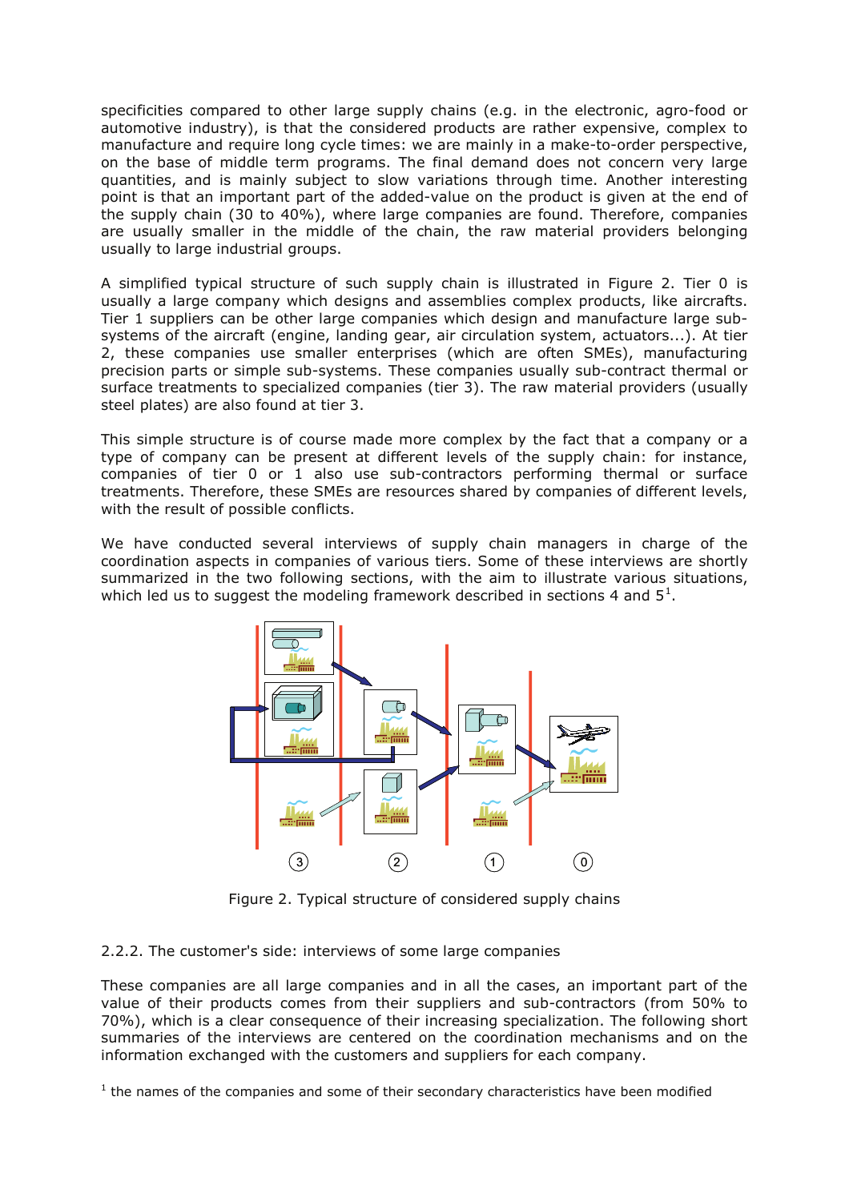specificities compared to other large supply chains (e.g. in the electronic, agro-food or automotive industry), is that the considered products are rather expensive, complex to manufacture and require long cycle times: we are mainly in a make-to-order perspective, on the base of middle term programs. The final demand does not concern very large quantities, and is mainly subject to slow variations through time. Another interesting point is that an important part of the added-value on the product is given at the end of the supply chain (30 to 40%), where large companies are found. Therefore, companies are usually smaller in the middle of the chain, the raw material providers belonging usually to large industrial groups.

A simplified typical structure of such supply chain is illustrated in Figure 2. Tier 0 is usually a large company which designs and assemblies complex products, like aircrafts. Tier 1 suppliers can be other large companies which design and manufacture large sub-systems of the aircraft (engine, landing gear, air circulation system, actuators...). At tier 2, these companies use smaller enterprises (which are often SMEs), manufacturing precision parts or simple sub-systems. These companies usually sub-contract thermal or surface treatments to specialized companies (tier 3). The raw material providers (usually steel plates) are also found at tier 3.

This simple structure is of course made more complex by the fact that a company or a type of company can be present at different levels of the supply chain: for instance, companies of tier 0 or 1 also use sub-contractors performing thermal or surface treatments. Therefore, these SMEs are resources shared by companies of different levels, with the result of possible conflicts.

We have conducted several interviews of supply chain managers in charge of the coordination aspects in companies of various tiers. Some of these interviews are shortly summarized in the two following sections, with the aim to illustrate various situations, which led us to suggest the modeling framework described in sections 4 and 5[1].

Figure 2. Typical structure of considered supply chains

2.2.2. The customer's side: interviews of some large companies

These companies are all large companies and in all the cases, an important part of the value of their products comes from their suppliers and sub-contractors (from 50% to 70%), which is a clear consequence of their increasing specialization. The following short summaries of the interviews are centered on the coordination mechanisms and on the information exchanged with the customers and suppliers for each company.

[1] the names of the companies and some of their secondary characteristics have been modified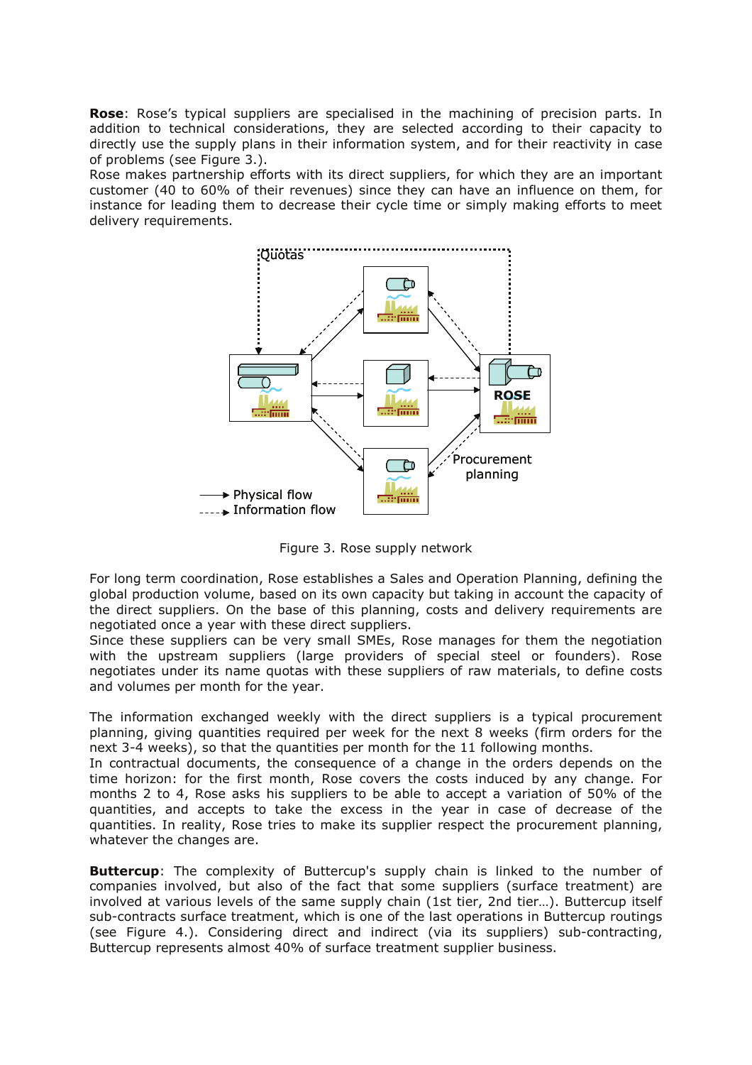**Rose**: Rose's typical suppliers are specialised in the machining of precision parts. In addition to technical considerations, they are selected according to their capacity to directly use the supply plans in their information system, and for their reactivity in case of problems (see Figure 3.).

Rose makes partnership efforts with its direct suppliers, for which they are an important customer (40 to 60% of their revenues) since they can have an influence on them, for instance for leading them to decrease their cycle time or simply making efforts to meet delivery requirements.

Figure 3. Rose supply network

For long term coordination, Rose establishes a Sales and Operation Planning, defining the global production volume, based on its own capacity but taking in account the capacity of the direct suppliers. On the base of this planning, costs and delivery requirements are negotiated once a year with these direct suppliers.

Since these suppliers can be very small SMEs, Rose manages for them the negotiation with the upstream suppliers (large providers of special steel or founders). Rose negotiates under its name quotas with these suppliers of raw materials, to define costs and volumes per month for the year.

The information exchanged weekly with the direct suppliers is a typical procurement planning, giving quantities required per week for the next 8 weeks (firm orders for the next 3-4 weeks), so that the quantities per month for the 11 following months.

In contractual documents, the consequence of a change in the orders depends on the time horizon: for the first month, Rose covers the costs induced by any change. For months 2 to 4, Rose asks his suppliers to be able to accept a variation of 50% of the quantities, and accepts to take the excess in the year in case of decrease of the quantities. In reality, Rose tries to make its supplier respect the procurement planning, whatever the changes are.

**Buttercup**: The complexity of Buttercup's supply chain is linked to the number of companies involved, but also of the fact that some suppliers (surface treatment) are involved at various levels of the same supply chain (1st tier, 2nd tier…). Buttercup itself sub-contracts surface treatment, which is one of the last operations in Buttercup routings (see Figure 4.). Considering direct and indirect (via its suppliers) sub-contracting, Buttercup represents almost 40% of surface treatment supplier business.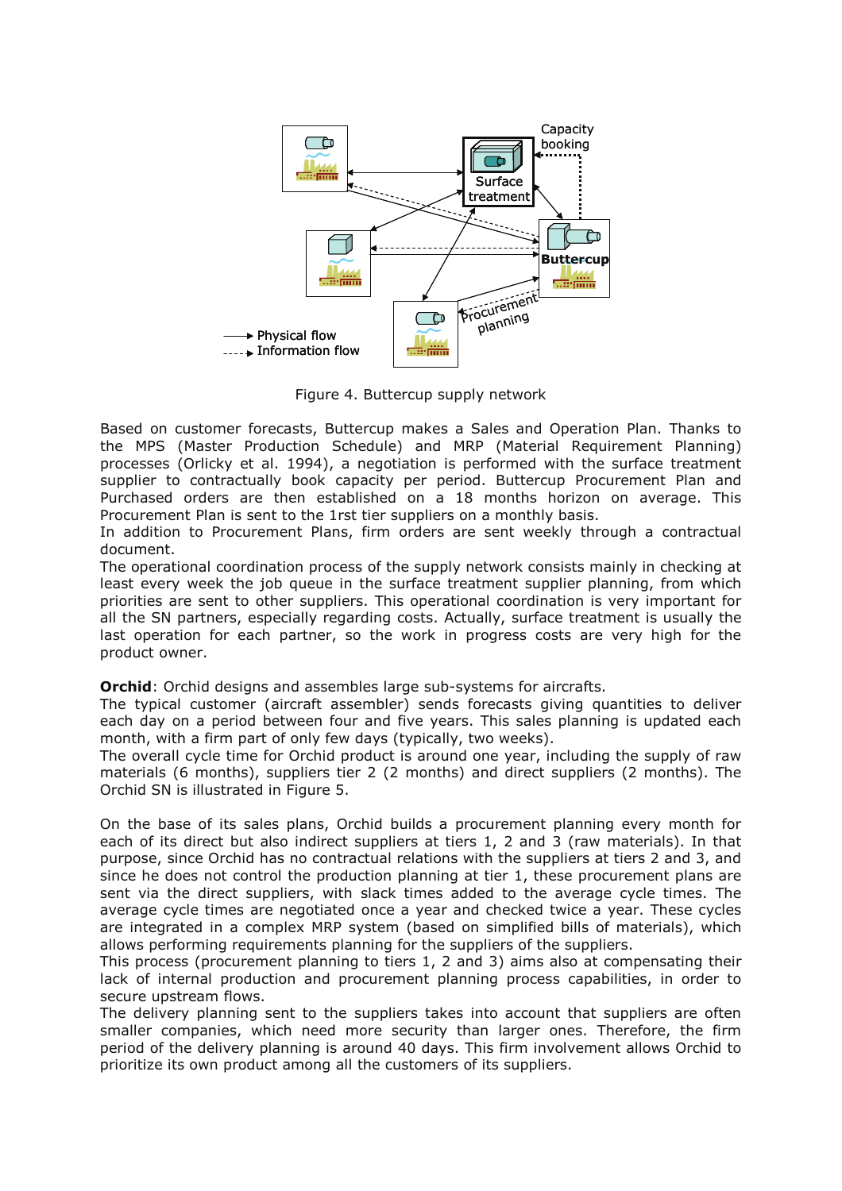Figure 4. Buttercup supply network

Based on customer forecasts, Buttercup makes a Sales and Operation Plan. Thanks to the MPS (Master Production Schedule) and MRP (Material Requirement Planning) processes (Orlicky et al. 1994), a negotiation is performed with the surface treatment supplier to contractually book capacity per period. Buttercup Procurement Plan and Purchased orders are then established on a 18 months horizon on average. This Procurement Plan is sent to the 1rst tier suppliers on a monthly basis.
In addition to Procurement Plans, firm orders are sent weekly through a contractual document.
The operational coordination process of the supply network consists mainly in checking at least every week the job queue in the surface treatment supplier planning, from which priorities are sent to other suppliers. This operational coordination is very important for all the SN partners, especially regarding costs. Actually, surface treatment is usually the last operation for each partner, so the work in progress costs are very high for the product owner.

**Orchid**: Orchid designs and assembles large sub-systems for aircrafts.
The typical customer (aircraft assembler) sends forecasts giving quantities to deliver each day on a period between four and five years. This sales planning is updated each month, with a firm part of only few days (typically, two weeks).
The overall cycle time for Orchid product is around one year, including the supply of raw materials (6 months), suppliers tier 2 (2 months) and direct suppliers (2 months). The Orchid SN is illustrated in Figure 5.

On the base of its sales plans, Orchid builds a procurement planning every month for each of its direct but also indirect suppliers at tiers 1, 2 and 3 (raw materials). In that purpose, since Orchid has no contractual relations with the suppliers at tiers 2 and 3, and since he does not control the production planning at tier 1, these procurement plans are sent via the direct suppliers, with slack times added to the average cycle times. The average cycle times are negotiated once a year and checked twice a year. These cycles are integrated in a complex MRP system (based on simplified bills of materials), which allows performing requirements planning for the suppliers of the suppliers.
This process (procurement planning to tiers 1, 2 and 3) aims also at compensating their lack of internal production and procurement planning process capabilities, in order to secure upstream flows.
The delivery planning sent to the suppliers takes into account that suppliers are often smaller companies, which need more security than larger ones. Therefore, the firm period of the delivery planning is around 40 days. This firm involvement allows Orchid to prioritize its own product among all the customers of its suppliers.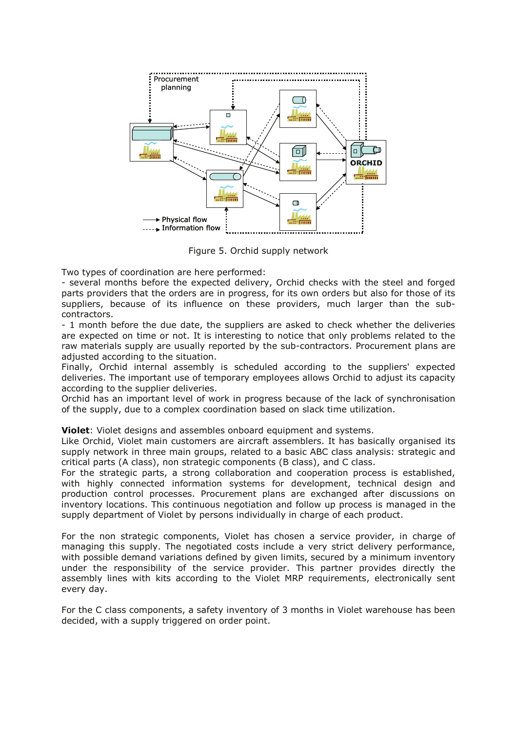Figure 5. Orchid supply network

Two types of coordination are here performed:

- several months before the expected delivery, Orchid checks with the steel and forged parts providers that the orders are in progress, for its own orders but also for those of its suppliers, because of its influence on these providers, much larger than the sub-contractors.
- 1 month before the due date, the suppliers are asked to check whether the deliveries are expected on time or not. It is interesting to notice that only problems related to the raw materials supply are usually reported by the sub-contractors. Procurement plans are adjusted according to the situation.

Finally, Orchid internal assembly is scheduled according to the suppliers' expected deliveries. The important use of temporary employees allows Orchid to adjust its capacity according to the supplier deliveries.

Orchid has an important level of work in progress because of the lack of synchronisation of the supply, due to a complex coordination based on slack time utilization.

**Violet**: Violet designs and assembles onboard equipment and systems.

Like Orchid, Violet main customers are aircraft assemblers. It has basically organised its supply network in three main groups, related to a basic ABC class analysis: strategic and critical parts (A class), non strategic components (B class), and C class.

For the strategic parts, a strong collaboration and cooperation process is established, with highly connected information systems for development, technical design and production control processes. Procurement plans are exchanged after discussions on inventory locations. This continuous negotiation and follow up process is managed in the supply department of Violet by persons individually in charge of each product.

For the non strategic components, Violet has chosen a service provider, in charge of managing this supply. The negotiated costs include a very strict delivery performance, with possible demand variations defined by given limits, secured by a minimum inventory under the responsibility of the service provider. This partner provides directly the assembly lines with kits according to the Violet MRP requirements, electronically sent every day.

For the C class components, a safety inventory of 3 months in Violet warehouse has been decided, with a supply triggered on order point.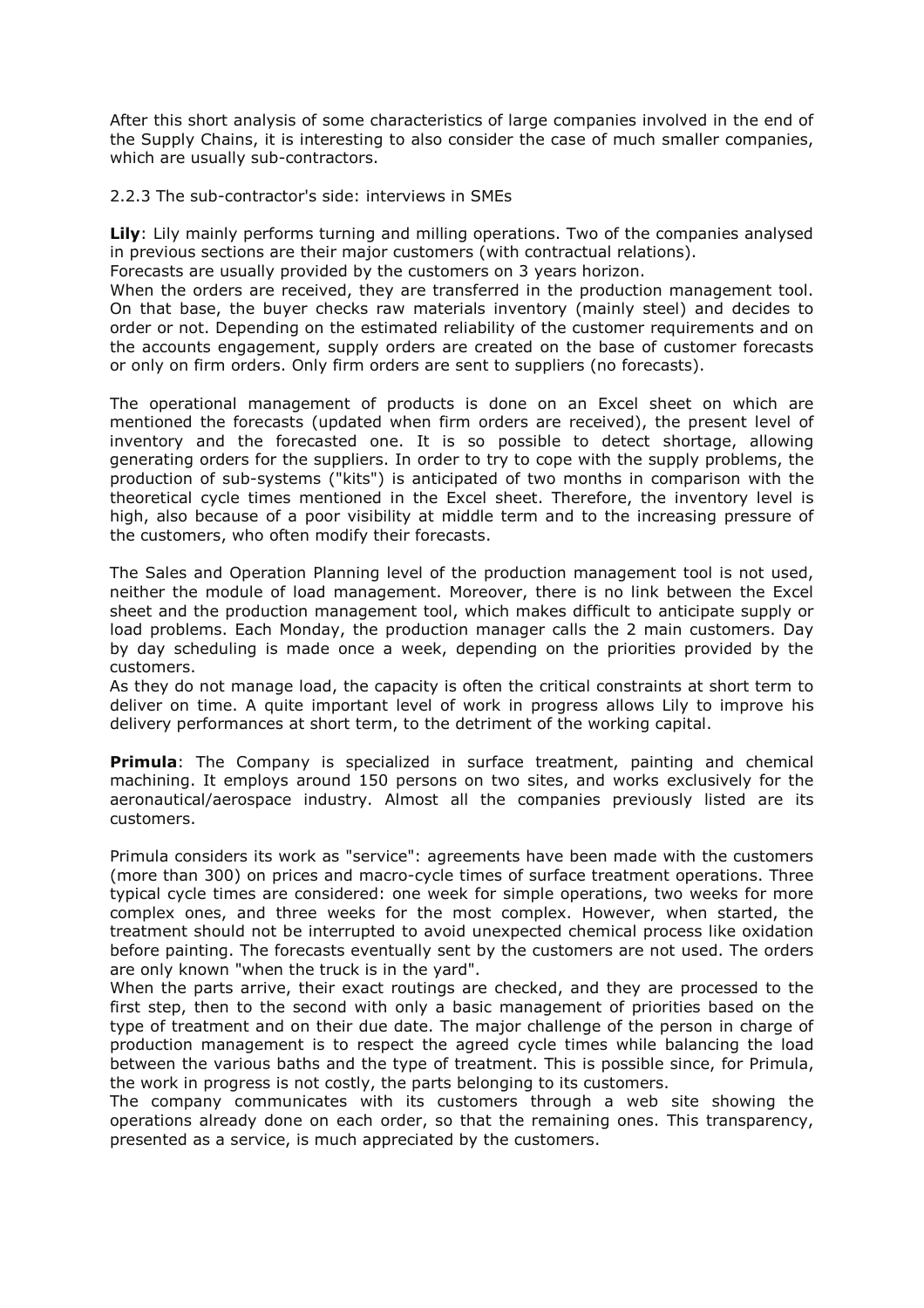After this short analysis of some characteristics of large companies involved in the end of the Supply Chains, it is interesting to also consider the case of much smaller companies, which are usually sub-contractors.

### 2.2.3 The sub-contractor's side: interviews in SMEs

**Lily**: Lily mainly performs turning and milling operations. Two of the companies analysed in previous sections are their major customers (with contractual relations).
Forecasts are usually provided by the customers on 3 years horizon.
When the orders are received, they are transferred in the production management tool. On that base, the buyer checks raw materials inventory (mainly steel) and decides to order or not. Depending on the estimated reliability of the customer requirements and on the accounts engagement, supply orders are created on the base of customer forecasts or only on firm orders. Only firm orders are sent to suppliers (no forecasts).

The operational management of products is done on an Excel sheet on which are mentioned the forecasts (updated when firm orders are received), the present level of inventory and the forecasted one. It is so possible to detect shortage, allowing generating orders for the suppliers. In order to try to cope with the supply problems, the production of sub-systems ("kits") is anticipated of two months in comparison with the theoretical cycle times mentioned in the Excel sheet. Therefore, the inventory level is high, also because of a poor visibility at middle term and to the increasing pressure of the customers, who often modify their forecasts.

The Sales and Operation Planning level of the production management tool is not used, neither the module of load management. Moreover, there is no link between the Excel sheet and the production management tool, which makes difficult to anticipate supply or load problems. Each Monday, the production manager calls the 2 main customers. Day by day scheduling is made once a week, depending on the priorities provided by the customers.
As they do not manage load, the capacity is often the critical constraints at short term to deliver on time. A quite important level of work in progress allows Lily to improve his delivery performances at short term, to the detriment of the working capital.

**Primula**: The Company is specialized in surface treatment, painting and chemical machining. It employs around 150 persons on two sites, and works exclusively for the aeronautical/aerospace industry. Almost all the companies previously listed are its customers.

Primula considers its work as "service": agreements have been made with the customers (more than 300) on prices and macro-cycle times of surface treatment operations. Three typical cycle times are considered: one week for simple operations, two weeks for more complex ones, and three weeks for the most complex. However, when started, the treatment should not be interrupted to avoid unexpected chemical process like oxidation before painting. The forecasts eventually sent by the customers are not used. The orders are only known "when the truck is in the yard".
When the parts arrive, their exact routings are checked, and they are processed to the first step, then to the second with only a basic management of priorities based on the type of treatment and on their due date. The major challenge of the person in charge of production management is to respect the agreed cycle times while balancing the load between the various baths and the type of treatment. This is possible since, for Primula, the work in progress is not costly, the parts belonging to its customers.
The company communicates with its customers through a web site showing the operations already done on each order, so that the remaining ones. This transparency, presented as a service, is much appreciated by the customers.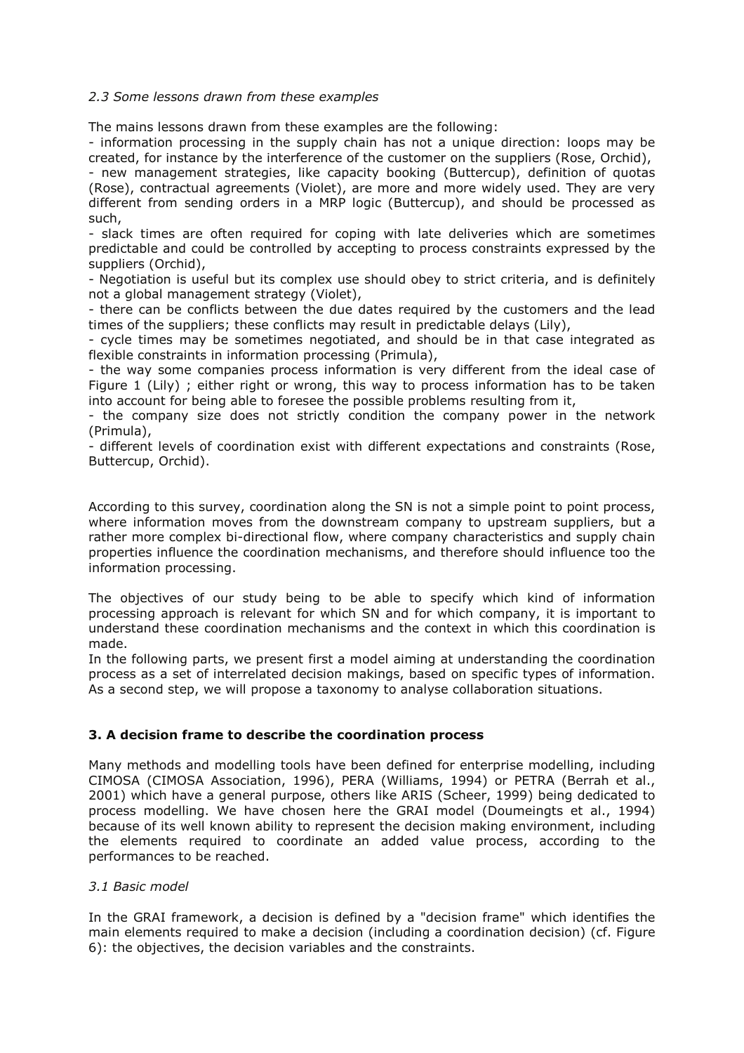*2.3 Some lessons drawn from these examples*

The mains lessons drawn from these examples are the following:

- information processing in the supply chain has not a unique direction: loops may be created, for instance by the interference of the customer on the suppliers (Rose, Orchid),
- new management strategies, like capacity booking (Buttercup), definition of quotas (Rose), contractual agreements (Violet), are more and more widely used. They are very different from sending orders in a MRP logic (Buttercup), and should be processed as such,
- slack times are often required for coping with late deliveries which are sometimes predictable and could be controlled by accepting to process constraints expressed by the suppliers (Orchid),
- Negotiation is useful but its complex use should obey to strict criteria, and is definitely not a global management strategy (Violet),
- there can be conflicts between the due dates required by the customers and the lead times of the suppliers; these conflicts may result in predictable delays (Lily),
- cycle times may be sometimes negotiated, and should be in that case integrated as flexible constraints in information processing (Primula),
- the way some companies process information is very different from the ideal case of Figure 1 (Lily) ; either right or wrong, this way to process information has to be taken into account for being able to foresee the possible problems resulting from it,
- the company size does not strictly condition the company power in the network (Primula),
- different levels of coordination exist with different expectations and constraints (Rose, Buttercup, Orchid).

According to this survey, coordination along the SN is not a simple point to point process, where information moves from the downstream company to upstream suppliers, but a rather more complex bi-directional flow, where company characteristics and supply chain properties influence the coordination mechanisms, and therefore should influence too the information processing.

The objectives of our study being to be able to specify which kind of information processing approach is relevant for which SN and for which company, it is important to understand these coordination mechanisms and the context in which this coordination is made.

In the following parts, we present first a model aiming at understanding the coordination process as a set of interrelated decision makings, based on specific types of information. As a second step, we will propose a taxonomy to analyse collaboration situations.

## 3. A decision frame to describe the coordination process

Many methods and modelling tools have been defined for enterprise modelling, including CIMOSA (CIMOSA Association, 1996), PERA (Williams, 1994) or PETRA (Berrah et al., 2001) which have a general purpose, others like ARIS (Scheer, 1999) being dedicated to process modelling. We have chosen here the GRAI model (Doumeingts et al., 1994) because of its well known ability to represent the decision making environment, including the elements required to coordinate an added value process, according to the performances to be reached.

*3.1 Basic model*

In the GRAI framework, a decision is defined by a "decision frame" which identifies the main elements required to make a decision (including a coordination decision) (cf. Figure 6): the objectives, the decision variables and the constraints.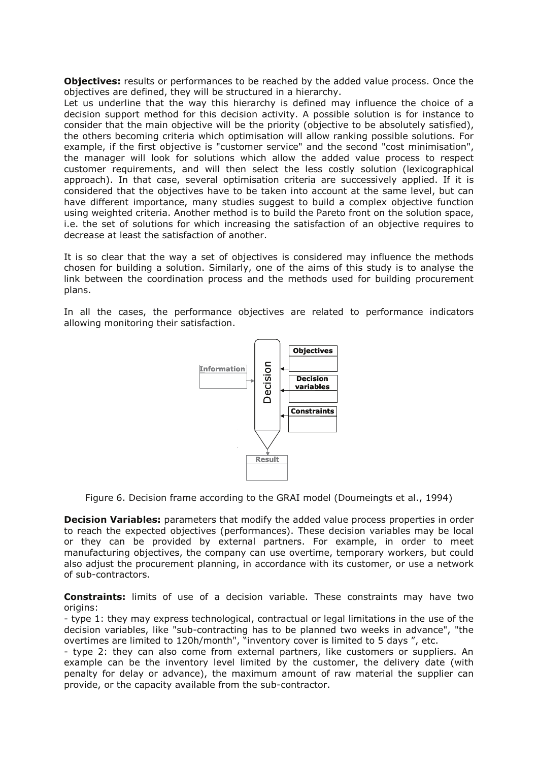**Objectives:** results or performances to be reached by the added value process. Once the objectives are defined, they will be structured in a hierarchy.

Let us underline that the way this hierarchy is defined may influence the choice of a decision support method for this decision activity. A possible solution is for instance to consider that the main objective will be the priority (objective to be absolutely satisfied), the others becoming criteria which optimisation will allow ranking possible solutions. For example, if the first objective is "customer service" and the second "cost minimisation", the manager will look for solutions which allow the added value process to respect customer requirements, and will then select the less costly solution (lexicographical approach). In that case, several optimisation criteria are successively applied. If it is considered that the objectives have to be taken into account at the same level, but can have different importance, many studies suggest to build a complex objective function using weighted criteria. Another method is to build the Pareto front on the solution space, i.e. the set of solutions for which increasing the satisfaction of an objective requires to decrease at least the satisfaction of another.

It is so clear that the way a set of objectives is considered may influence the methods chosen for building a solution. Similarly, one of the aims of this study is to analyse the link between the coordination process and the methods used for building procurement plans.

In all the cases, the performance objectives are related to performance indicators allowing monitoring their satisfaction.

Figure 6. Decision frame according to the GRAI model (Doumeingts et al., 1994)

**Decision Variables:** parameters that modify the added value process properties in order to reach the expected objectives (performances). These decision variables may be local or they can be provided by external partners. For example, in order to meet manufacturing objectives, the company can use overtime, temporary workers, but could also adjust the procurement planning, in accordance with its customer, or use a network of sub-contractors.

**Constraints:** limits of use of a decision variable. These constraints may have two origins:

- type 1: they may express technological, contractual or legal limitations in the use of the decision variables, like "sub-contracting has to be planned two weeks in advance", "the overtimes are limited to 120h/month", "inventory cover is limited to 5 days ", etc.
- type 2: they can also come from external partners, like customers or suppliers. An example can be the inventory level limited by the customer, the delivery date (with penalty for delay or advance), the maximum amount of raw material the supplier can provide, or the capacity available from the sub-contractor.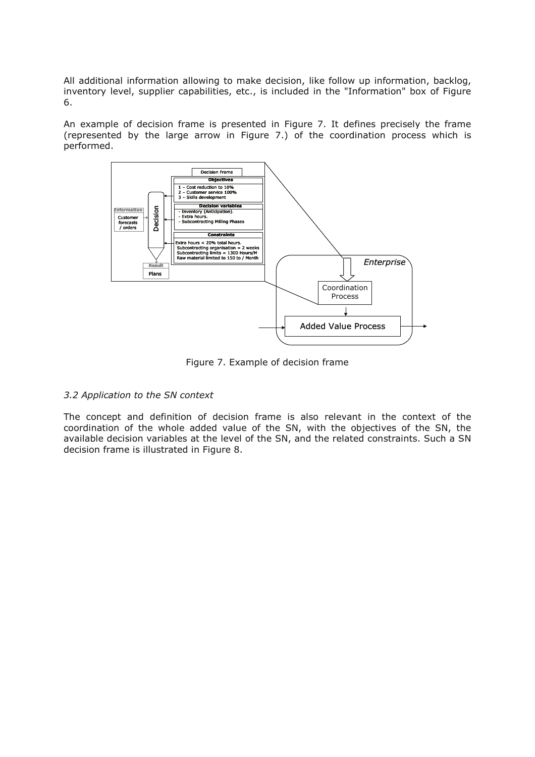All additional information allowing to make decision, like follow up information, backlog, inventory level, supplier capabilities, etc., is included in the "Information" box of Figure 6.

An example of decision frame is presented in Figure 7. It defines precisely the frame (represented by the large arrow in Figure 7.) of the coordination process which is performed.

Figure 7. Example of decision frame

*3.2 Application to the SN context*

The concept and definition of decision frame is also relevant in the context of the coordination of the whole added value of the SN, with the objectives of the SN, the available decision variables at the level of the SN, and the related constraints. Such a SN decision frame is illustrated in Figure 8.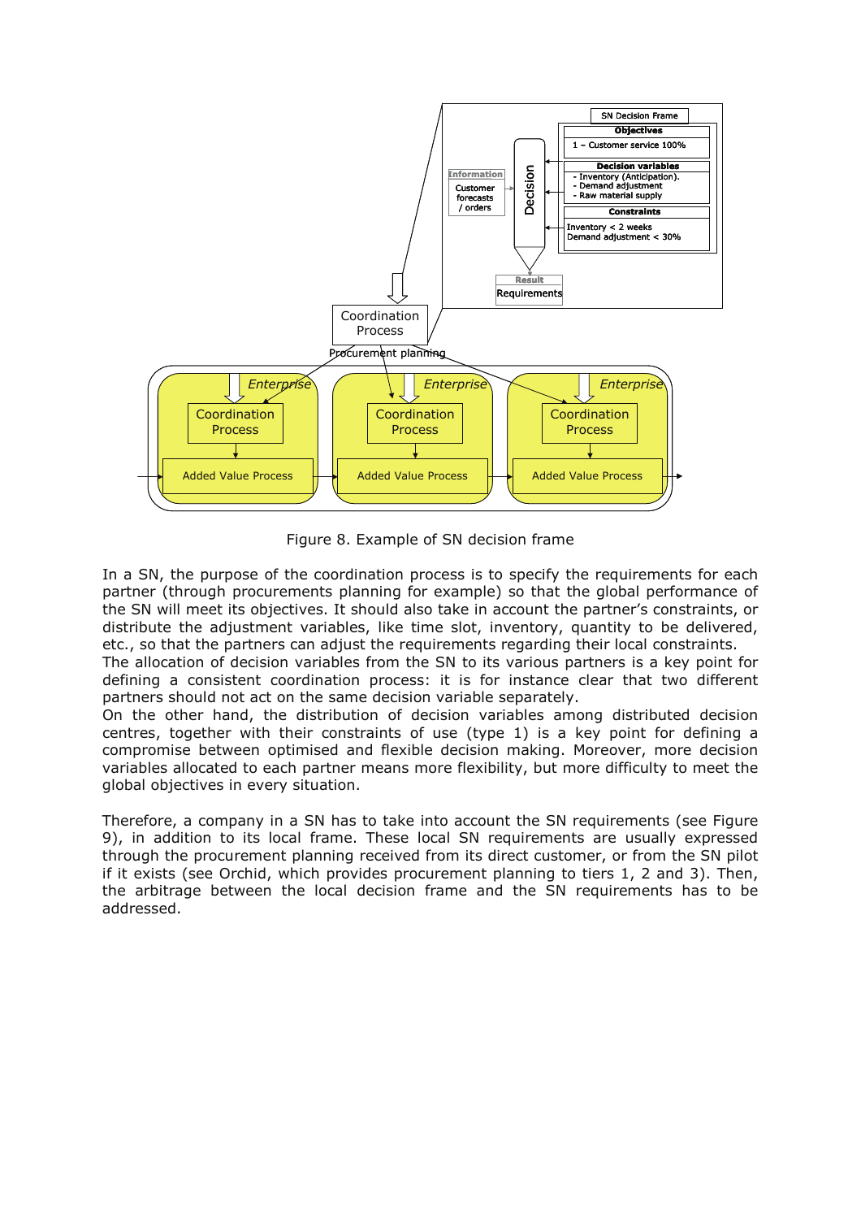Figure 8. Example of SN decision frame

In a SN, the purpose of the coordination process is to specify the requirements for each partner (through procurements planning for example) so that the global performance of the SN will meet its objectives. It should also take in account the partner's constraints, or distribute the adjustment variables, like time slot, inventory, quantity to be delivered, etc., so that the partners can adjust the requirements regarding their local constraints.
The allocation of decision variables from the SN to its various partners is a key point for defining a consistent coordination process: it is for instance clear that two different partners should not act on the same decision variable separately.
On the other hand, the distribution of decision variables among distributed decision centres, together with their constraints of use (type 1) is a key point for defining a compromise between optimised and flexible decision making. Moreover, more decision variables allocated to each partner means more flexibility, but more difficulty to meet the global objectives in every situation.

Therefore, a company in a SN has to take into account the SN requirements (see Figure 9), in addition to its local frame. These local SN requirements are usually expressed through the procurement planning received from its direct customer, or from the SN pilot if it exists (see Orchid, which provides procurement planning to tiers 1, 2 and 3). Then, the arbitrage between the local decision frame and the SN requirements has to be addressed.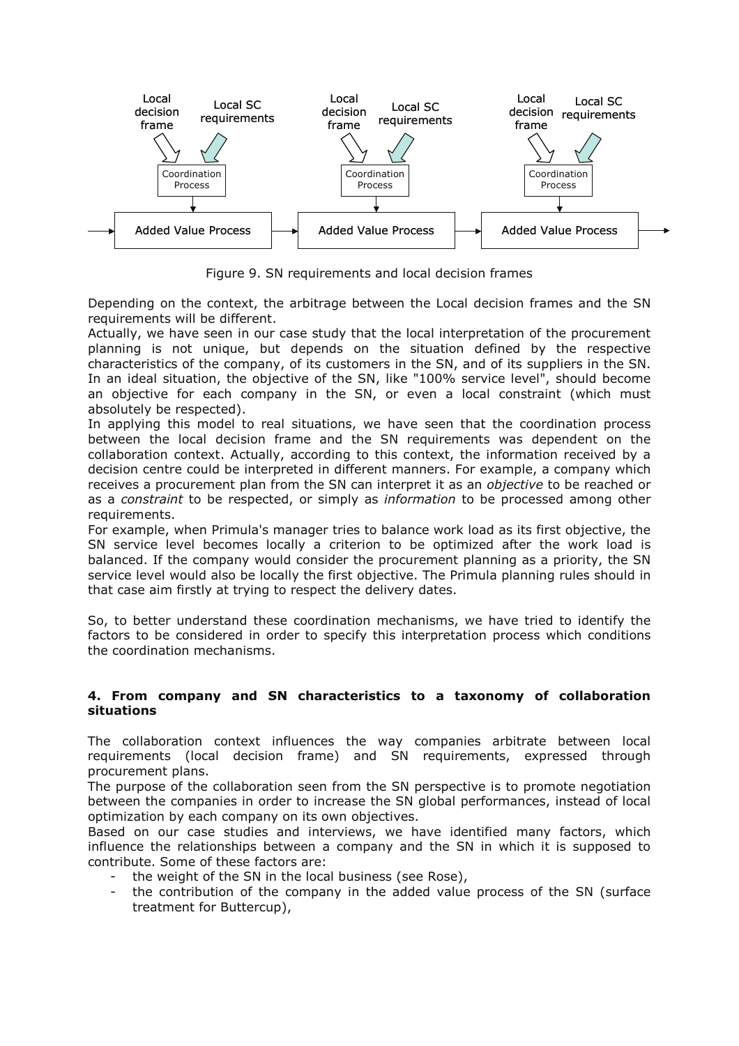Figure 9. SN requirements and local decision frames

Depending on the context, the arbitrage between the Local decision frames and the SN requirements will be different.
Actually, we have seen in our case study that the local interpretation of the procurement planning is not unique, but depends on the situation defined by the respective characteristics of the company, of its customers in the SN, and of its suppliers in the SN.
In an ideal situation, the objective of the SN, like "100% service level", should become an objective for each company in the SN, or even a local constraint (which must absolutely be respected).
In applying this model to real situations, we have seen that the coordination process between the local decision frame and the SN requirements was dependent on the collaboration context. Actually, according to this context, the information received by a decision centre could be interpreted in different manners. For example, a company which receives a procurement plan from the SN can interpret it as an *objective* to be reached or as a *constraint* to be respected, or simply as *information* to be processed among other requirements.
For example, when Primula's manager tries to balance work load as its first objective, the SN service level becomes locally a criterion to be optimized after the work load is balanced. If the company would consider the procurement planning as a priority, the SN service level would also be locally the first objective. The Primula planning rules should in that case aim firstly at trying to respect the delivery dates.

So, to better understand these coordination mechanisms, we have tried to identify the factors to be considered in order to specify this interpretation process which conditions the coordination mechanisms.

## 4. From company and SN characteristics to a taxonomy of collaboration situations

The collaboration context influences the way companies arbitrate between local requirements (local decision frame) and SN requirements, expressed through procurement plans.
The purpose of the collaboration seen from the SN perspective is to promote negotiation between the companies in order to increase the SN global performances, instead of local optimization by each company on its own objectives.
Based on our case studies and interviews, we have identified many factors, which influence the relationships between a company and the SN in which it is supposed to contribute. Some of these factors are:

- the weight of the SN in the local business (see Rose),
- the contribution of the company in the added value process of the SN (surface treatment for Buttercup),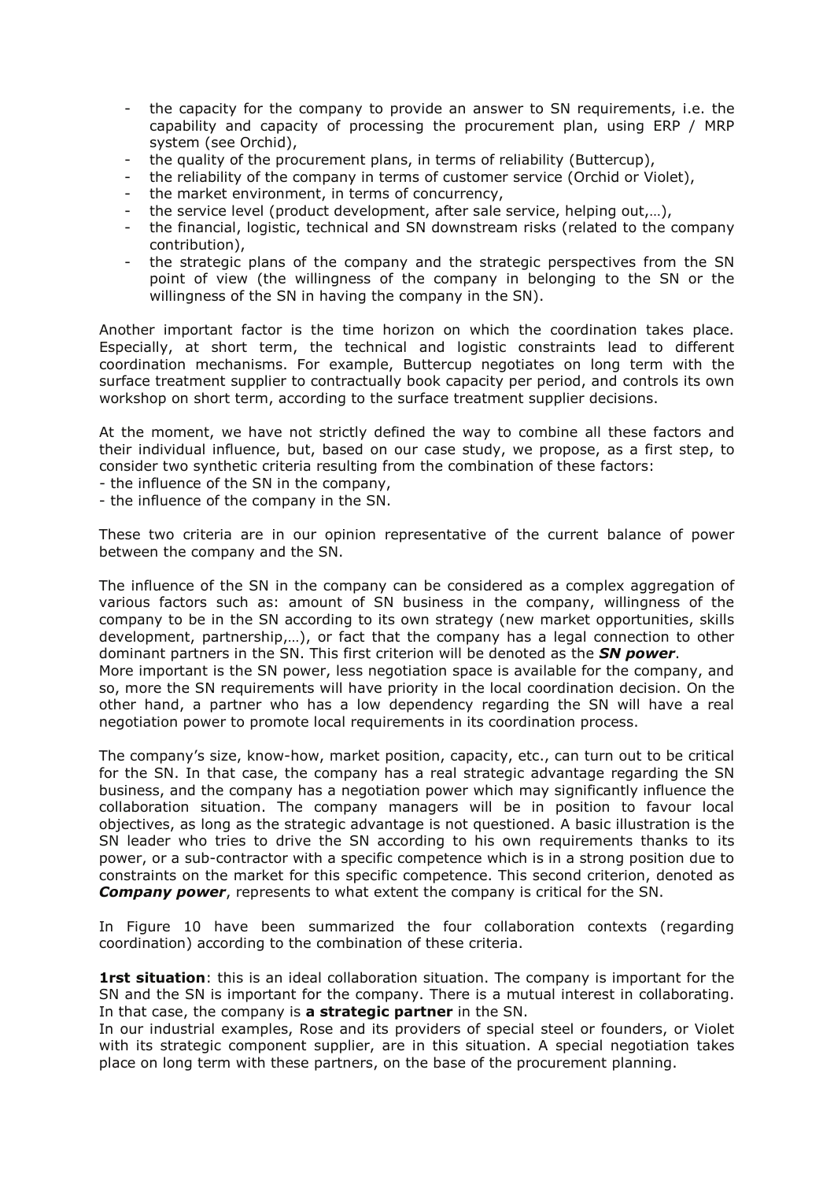- the capacity for the company to provide an answer to SN requirements, i.e. the capability and capacity of processing the procurement plan, using ERP / MRP system (see Orchid),
- the quality of the procurement plans, in terms of reliability (Buttercup),
- the reliability of the company in terms of customer service (Orchid or Violet),
- the market environment, in terms of concurrency,
- the service level (product development, after sale service, helping out,…),
- the financial, logistic, technical and SN downstream risks (related to the company contribution),
- the strategic plans of the company and the strategic perspectives from the SN point of view (the willingness of the company in belonging to the SN or the willingness of the SN in having the company in the SN).

Another important factor is the time horizon on which the coordination takes place. Especially, at short term, the technical and logistic constraints lead to different coordination mechanisms. For example, Buttercup negotiates on long term with the surface treatment supplier to contractually book capacity per period, and controls its own workshop on short term, according to the surface treatment supplier decisions.

At the moment, we have not strictly defined the way to combine all these factors and their individual influence, but, based on our case study, we propose, as a first step, to consider two synthetic criteria resulting from the combination of these factors:
- the influence of the SN in the company,
- the influence of the company in the SN.

These two criteria are in our opinion representative of the current balance of power between the company and the SN.

The influence of the SN in the company can be considered as a complex aggregation of various factors such as: amount of SN business in the company, willingness of the company to be in the SN according to its own strategy (new market opportunities, skills development, partnership,…), or fact that the company has a legal connection to other dominant partners in the SN. This first criterion will be denoted as the ***SN power***.
More important is the SN power, less negotiation space is available for the company, and so, more the SN requirements will have priority in the local coordination decision. On the other hand, a partner who has a low dependency regarding the SN will have a real negotiation power to promote local requirements in its coordination process.

The company's size, know-how, market position, capacity, etc., can turn out to be critical for the SN. In that case, the company has a real strategic advantage regarding the SN business, and the company has a negotiation power which may significantly influence the collaboration situation. The company managers will be in position to favour local objectives, as long as the strategic advantage is not questioned. A basic illustration is the SN leader who tries to drive the SN according to his own requirements thanks to its power, or a sub-contractor with a specific competence which is in a strong position due to constraints on the market for this specific competence. This second criterion, denoted as ***Company power***, represents to what extent the company is critical for the SN.

In Figure 10 have been summarized the four collaboration contexts (regarding coordination) according to the combination of these criteria.

**1rst situation**: this is an ideal collaboration situation. The company is important for the SN and the SN is important for the company. There is a mutual interest in collaborating. In that case, the company is **a strategic partner** in the SN.
In our industrial examples, Rose and its providers of special steel or founders, or Violet with its strategic component supplier, are in this situation. A special negotiation takes place on long term with these partners, on the base of the procurement planning.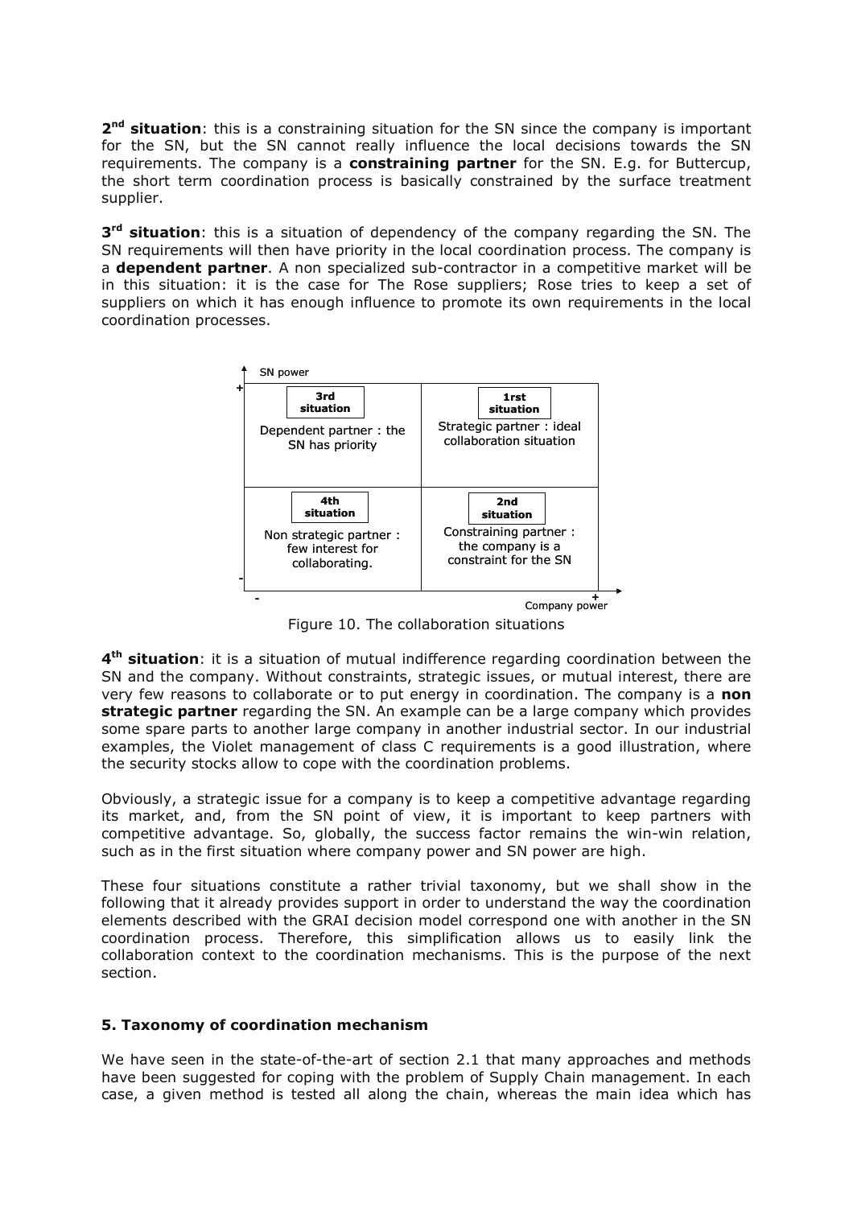**2nd situation**: this is a constraining situation for the SN since the company is important for the SN, but the SN cannot really influence the local decisions towards the SN requirements. The company is a **constraining partner** for the SN. E.g. for Buttercup, the short term coordination process is basically constrained by the surface treatment supplier.

**3rd situation**: this is a situation of dependency of the company regarding the SN. The SN requirements will then have priority in the local coordination process. The company is a **dependent partner**. A non specialized sub-contractor in a competitive market will be in this situation: it is the case for The Rose suppliers; Rose tries to keep a set of suppliers on which it has enough influence to promote its own requirements in the local coordination processes.

| SN power ↑ / Company power → | - | + |
|---|---|---|
| **+** | **3rd situation**<br>Dependent partner : the SN has priority | **1rst situation**<br>Strategic partner : ideal collaboration situation |
| **-** | **4th situation**<br>Non strategic partner : few interest for collaborating. | **2nd situation**<br>Constraining partner : the company is a constraint for the SN |

Figure 10. The collaboration situations

**4th situation**: it is a situation of mutual indifference regarding coordination between the SN and the company. Without constraints, strategic issues, or mutual interest, there are very few reasons to collaborate or to put energy in coordination. The company is a **non strategic partner** regarding the SN. An example can be a large company which provides some spare parts to another large company in another industrial sector. In our industrial examples, the Violet management of class C requirements is a good illustration, where the security stocks allow to cope with the coordination problems.

Obviously, a strategic issue for a company is to keep a competitive advantage regarding its market, and, from the SN point of view, it is important to keep partners with competitive advantage. So, globally, the success factor remains the win-win relation, such as in the first situation where company power and SN power are high.

These four situations constitute a rather trivial taxonomy, but we shall show in the following that it already provides support in order to understand the way the coordination elements described with the GRAI decision model correspond one with another in the SN coordination process. Therefore, this simplification allows us to easily link the collaboration context to the coordination mechanisms. This is the purpose of the next section.

## 5. Taxonomy of coordination mechanism

We have seen in the state-of-the-art of section 2.1 that many approaches and methods have been suggested for coping with the problem of Supply Chain management. In each case, a given method is tested all along the chain, whereas the main idea which has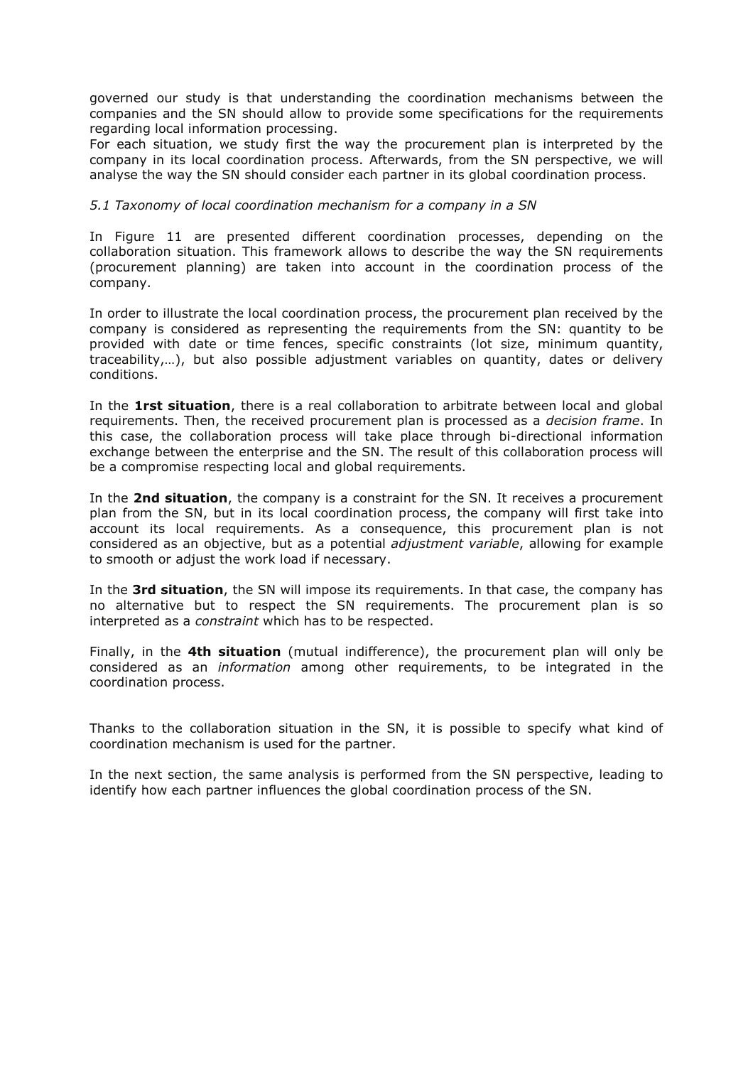governed our study is that understanding the coordination mechanisms between the companies and the SN should allow to provide some specifications for the requirements regarding local information processing.
For each situation, we study first the way the procurement plan is interpreted by the company in its local coordination process. Afterwards, from the SN perspective, we will analyse the way the SN should consider each partner in its global coordination process.

### *5.1 Taxonomy of local coordination mechanism for a company in a SN*

In Figure 11 are presented different coordination processes, depending on the collaboration situation. This framework allows to describe the way the SN requirements (procurement planning) are taken into account in the coordination process of the company.

In order to illustrate the local coordination process, the procurement plan received by the company is considered as representing the requirements from the SN: quantity to be provided with date or time fences, specific constraints (lot size, minimum quantity, traceability,…), but also possible adjustment variables on quantity, dates or delivery conditions.

In the **1rst situation**, there is a real collaboration to arbitrate between local and global requirements. Then, the received procurement plan is processed as a *decision frame*. In this case, the collaboration process will take place through bi-directional information exchange between the enterprise and the SN. The result of this collaboration process will be a compromise respecting local and global requirements.

In the **2nd situation**, the company is a constraint for the SN. It receives a procurement plan from the SN, but in its local coordination process, the company will first take into account its local requirements. As a consequence, this procurement plan is not considered as an objective, but as a potential *adjustment variable*, allowing for example to smooth or adjust the work load if necessary.

In the **3rd situation**, the SN will impose its requirements. In that case, the company has no alternative but to respect the SN requirements. The procurement plan is so interpreted as a *constraint* which has to be respected.

Finally, in the **4th situation** (mutual indifference), the procurement plan will only be considered as an *information* among other requirements, to be integrated in the coordination process.

Thanks to the collaboration situation in the SN, it is possible to specify what kind of coordination mechanism is used for the partner.

In the next section, the same analysis is performed from the SN perspective, leading to identify how each partner influences the global coordination process of the SN.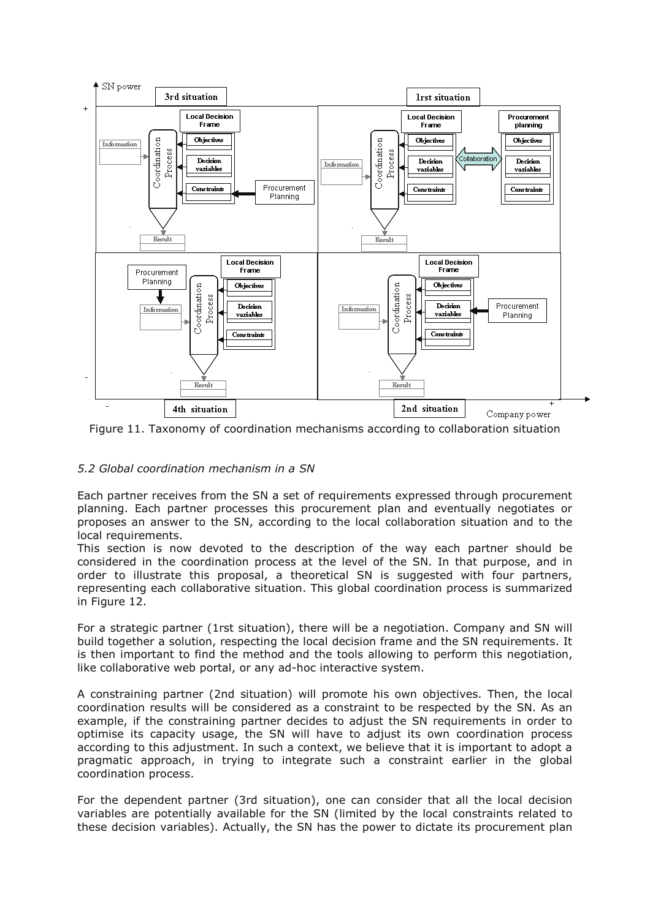Figure 11. Taxonomy of coordination mechanisms according to collaboration situation

### *5.2 Global coordination mechanism in a SN*

Each partner receives from the SN a set of requirements expressed through procurement planning. Each partner processes this procurement plan and eventually negotiates or proposes an answer to the SN, according to the local collaboration situation and to the local requirements.
This section is now devoted to the description of the way each partner should be considered in the coordination process at the level of the SN. In that purpose, and in order to illustrate this proposal, a theoretical SN is suggested with four partners, representing each collaborative situation. This global coordination process is summarized in Figure 12.

For a strategic partner (1rst situation), there will be a negotiation. Company and SN will build together a solution, respecting the local decision frame and the SN requirements. It is then important to find the method and the tools allowing to perform this negotiation, like collaborative web portal, or any ad-hoc interactive system.

A constraining partner (2nd situation) will promote his own objectives. Then, the local coordination results will be considered as a constraint to be respected by the SN. As an example, if the constraining partner decides to adjust the SN requirements in order to optimise its capacity usage, the SN will have to adjust its own coordination process according to this adjustment. In such a context, we believe that it is important to adopt a pragmatic approach, in trying to integrate such a constraint earlier in the global coordination process.

For the dependent partner (3rd situation), one can consider that all the local decision variables are potentially available for the SN (limited by the local constraints related to these decision variables). Actually, the SN has the power to dictate its procurement plan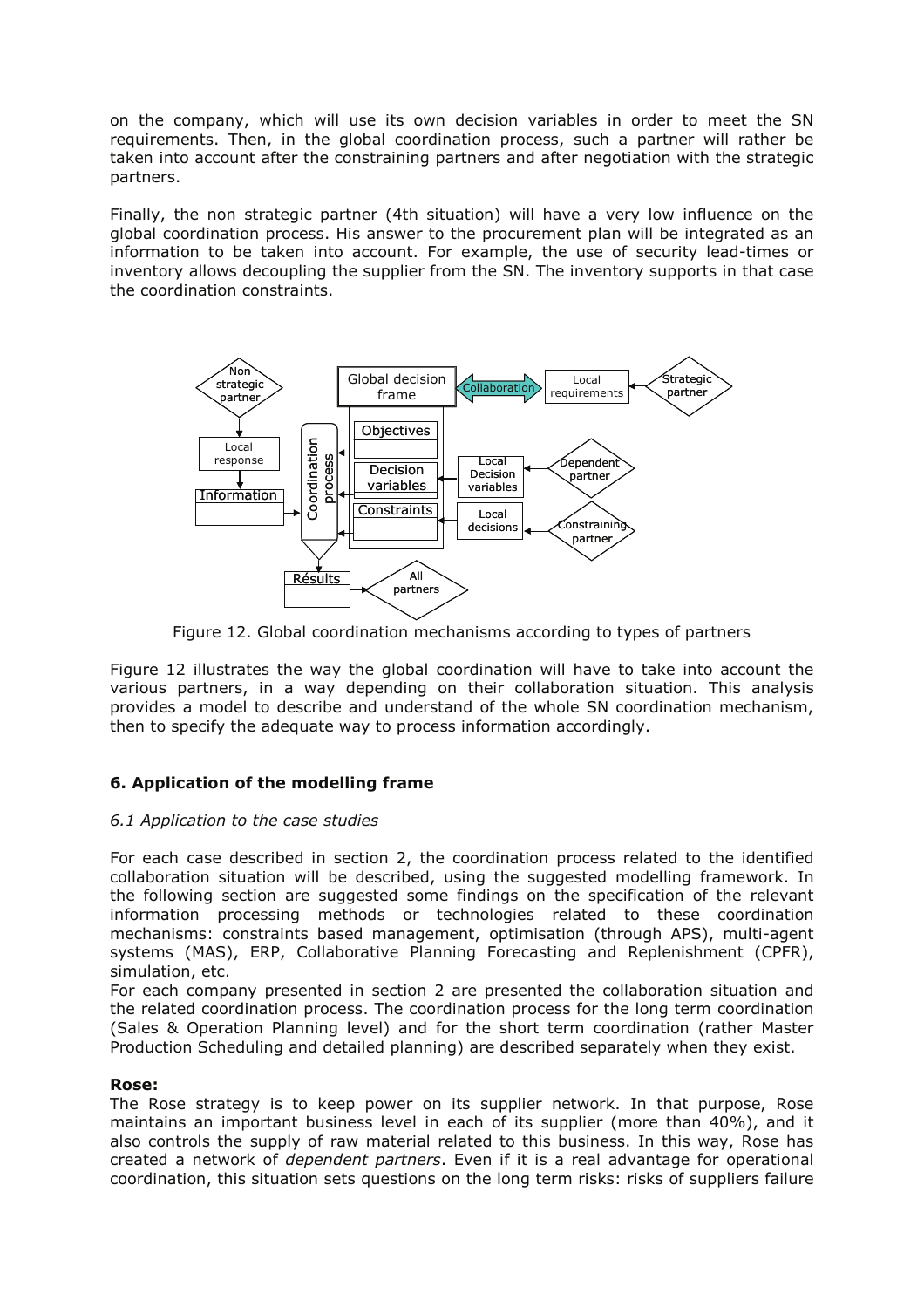on the company, which will use its own decision variables in order to meet the SN requirements. Then, in the global coordination process, such a partner will rather be taken into account after the constraining partners and after negotiation with the strategic partners.

Finally, the non strategic partner (4th situation) will have a very low influence on the global coordination process. His answer to the procurement plan will be integrated as an information to be taken into account. For example, the use of security lead-times or inventory allows decoupling the supplier from the SN. The inventory supports in that case the coordination constraints.

Figure 12. Global coordination mechanisms according to types of partners

Figure 12 illustrates the way the global coordination will have to take into account the various partners, in a way depending on their collaboration situation. This analysis provides a model to describe and understand of the whole SN coordination mechanism, then to specify the adequate way to process information accordingly.

## 6. Application of the modelling frame

### *6.1 Application to the case studies*

For each case described in section 2, the coordination process related to the identified collaboration situation will be described, using the suggested modelling framework. In the following section are suggested some findings on the specification of the relevant information processing methods or technologies related to these coordination mechanisms: constraints based management, optimisation (through APS), multi-agent systems (MAS), ERP, Collaborative Planning Forecasting and Replenishment (CPFR), simulation, etc.

For each company presented in section 2 are presented the collaboration situation and the related coordination process. The coordination process for the long term coordination (Sales & Operation Planning level) and for the short term coordination (rather Master Production Scheduling and detailed planning) are described separately when they exist.

**Rose:**

The Rose strategy is to keep power on its supplier network. In that purpose, Rose maintains an important business level in each of its supplier (more than 40%), and it also controls the supply of raw material related to this business. In this way, Rose has created a network of *dependent partners*. Even if it is a real advantage for operational coordination, this situation sets questions on the long term risks: risks of suppliers failure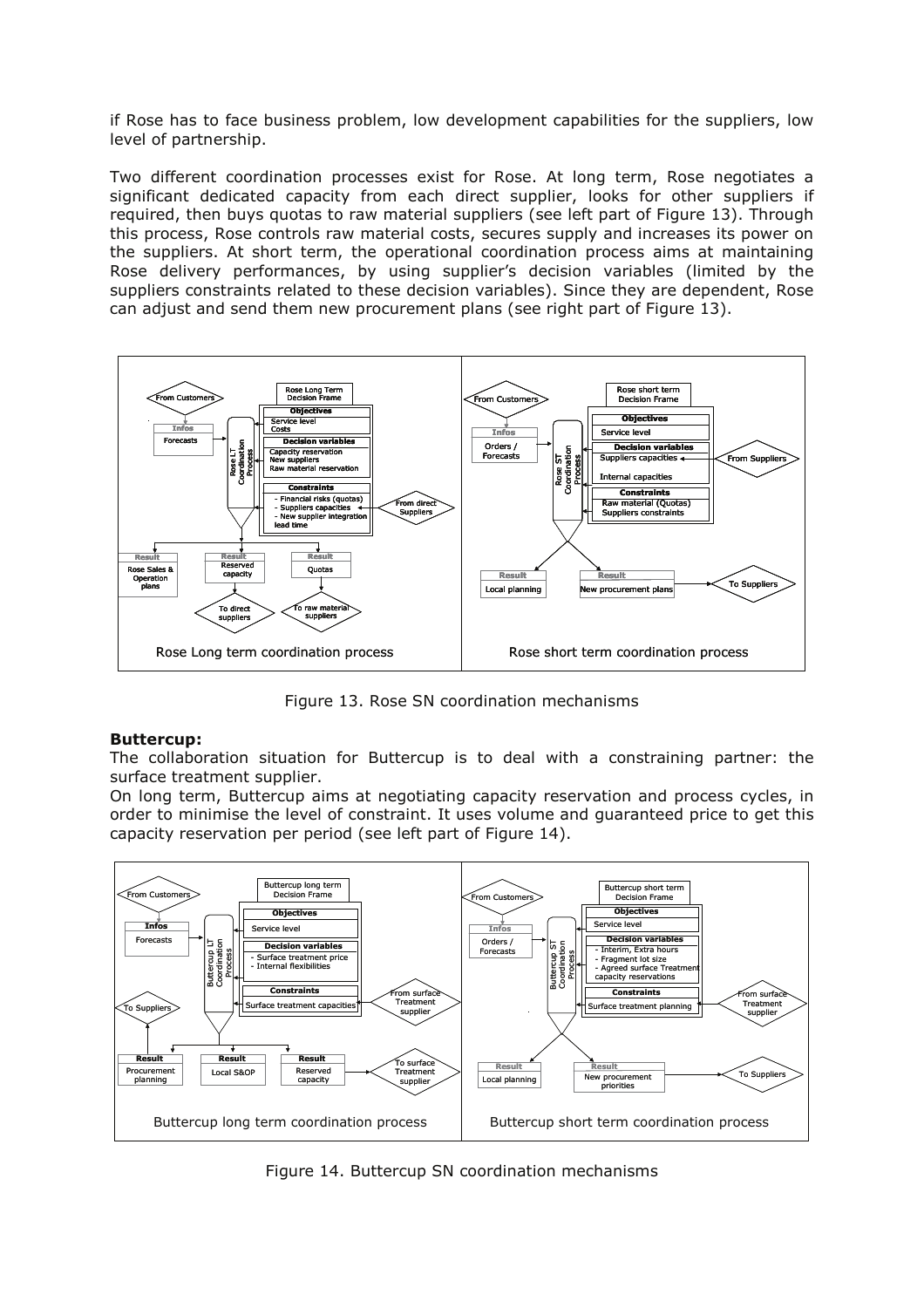if Rose has to face business problem, low development capabilities for the suppliers, low level of partnership.

Two different coordination processes exist for Rose. At long term, Rose negotiates a significant dedicated capacity from each direct supplier, looks for other suppliers if required, then buys quotas to raw material suppliers (see left part of Figure 13). Through this process, Rose controls raw material costs, secures supply and increases its power on the suppliers. At short term, the operational coordination process aims at maintaining Rose delivery performances, by using supplier's decision variables (limited by the suppliers constraints related to these decision variables). Since they are dependent, Rose can adjust and send them new procurement plans (see right part of Figure 13).

Figure 13. Rose SN coordination mechanisms

**Buttercup:**

The collaboration situation for Buttercup is to deal with a constraining partner: the surface treatment supplier.

On long term, Buttercup aims at negotiating capacity reservation and process cycles, in order to minimise the level of constraint. It uses volume and guaranteed price to get this capacity reservation per period (see left part of Figure 14).

Figure 14. Buttercup SN coordination mechanisms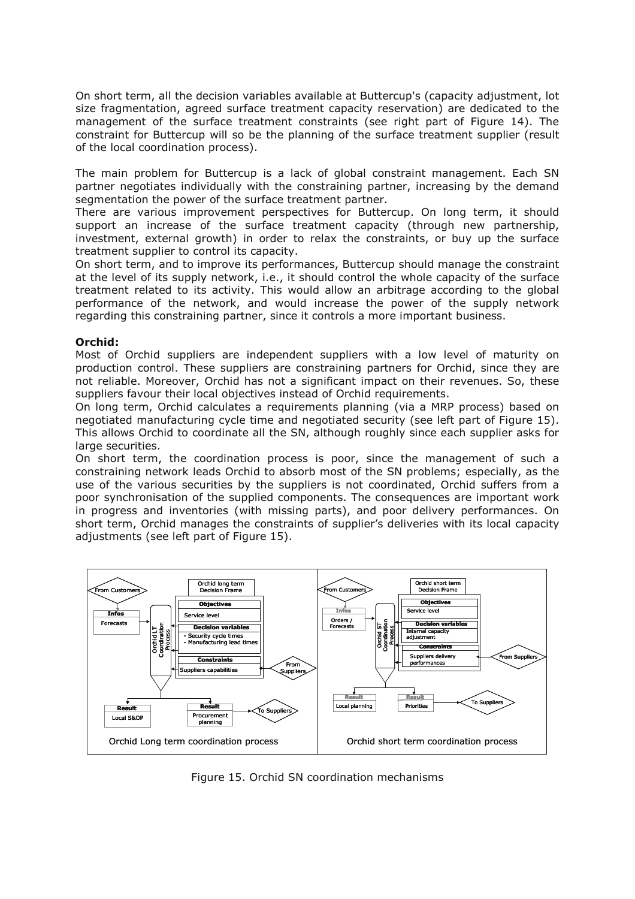On short term, all the decision variables available at Buttercup's (capacity adjustment, lot size fragmentation, agreed surface treatment capacity reservation) are dedicated to the management of the surface treatment constraints (see right part of Figure 14). The constraint for Buttercup will so be the planning of the surface treatment supplier (result of the local coordination process).

The main problem for Buttercup is a lack of global constraint management. Each SN partner negotiates individually with the constraining partner, increasing by the demand segmentation the power of the surface treatment partner.
There are various improvement perspectives for Buttercup. On long term, it should support an increase of the surface treatment capacity (through new partnership, investment, external growth) in order to relax the constraints, or buy up the surface treatment supplier to control its capacity.
On short term, and to improve its performances, Buttercup should manage the constraint at the level of its supply network, i.e., it should control the whole capacity of the surface treatment related to its activity. This would allow an arbitrage according to the global performance of the network, and would increase the power of the supply network regarding this constraining partner, since it controls a more important business.

**Orchid:**
Most of Orchid suppliers are independent suppliers with a low level of maturity on production control. These suppliers are constraining partners for Orchid, since they are not reliable. Moreover, Orchid has not a significant impact on their revenues. So, these suppliers favour their local objectives instead of Orchid requirements.
On long term, Orchid calculates a requirements planning (via a MRP process) based on negotiated manufacturing cycle time and negotiated security (see left part of Figure 15). This allows Orchid to coordinate all the SN, although roughly since each supplier asks for large securities.
On short term, the coordination process is poor, since the management of such a constraining network leads Orchid to absorb most of the SN problems; especially, as the use of the various securities by the suppliers is not coordinated, Orchid suffers from a poor synchronisation of the supplied components. The consequences are important work in progress and inventories (with missing parts), and poor delivery performances. On short term, Orchid manages the constraints of supplier's deliveries with its local capacity adjustments (see left part of Figure 15).

Figure 15. Orchid SN coordination mechanisms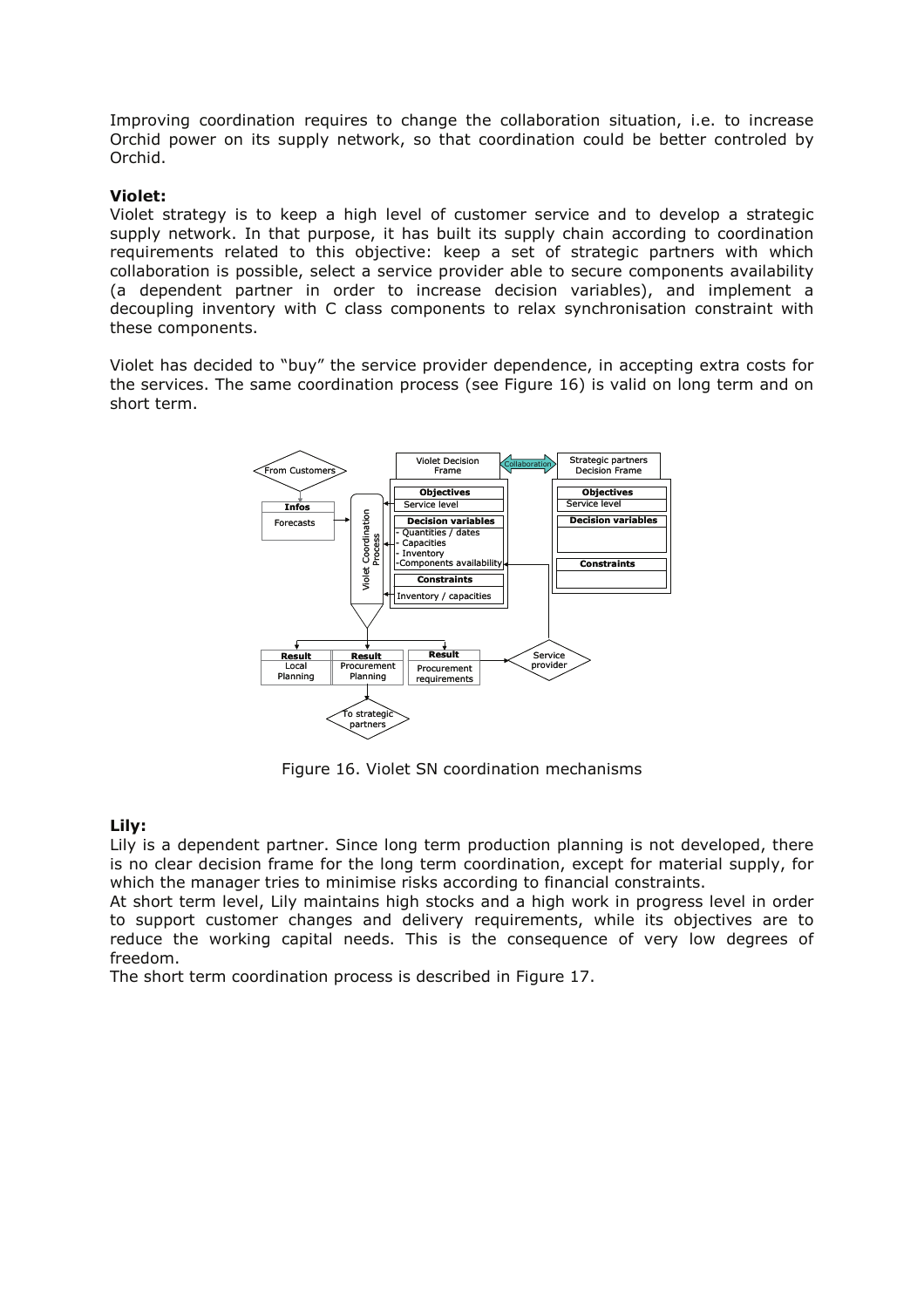Improving coordination requires to change the collaboration situation, i.e. to increase Orchid power on its supply network, so that coordination could be better controled by Orchid.

**Violet:**

Violet strategy is to keep a high level of customer service and to develop a strategic supply network. In that purpose, it has built its supply chain according to coordination requirements related to this objective: keep a set of strategic partners with which collaboration is possible, select a service provider able to secure components availability (a dependent partner in order to increase decision variables), and implement a decoupling inventory with C class components to relax synchronisation constraint with these components.

Violet has decided to "buy" the service provider dependence, in accepting extra costs for the services. The same coordination process (see Figure 16) is valid on long term and on short term.

Figure 16. Violet SN coordination mechanisms

**Lily:**

Lily is a dependent partner. Since long term production planning is not developed, there is no clear decision frame for the long term coordination, except for material supply, for which the manager tries to minimise risks according to financial constraints.

At short term level, Lily maintains high stocks and a high work in progress level in order to support customer changes and delivery requirements, while its objectives are to reduce the working capital needs. This is the consequence of very low degrees of freedom.

The short term coordination process is described in Figure 17.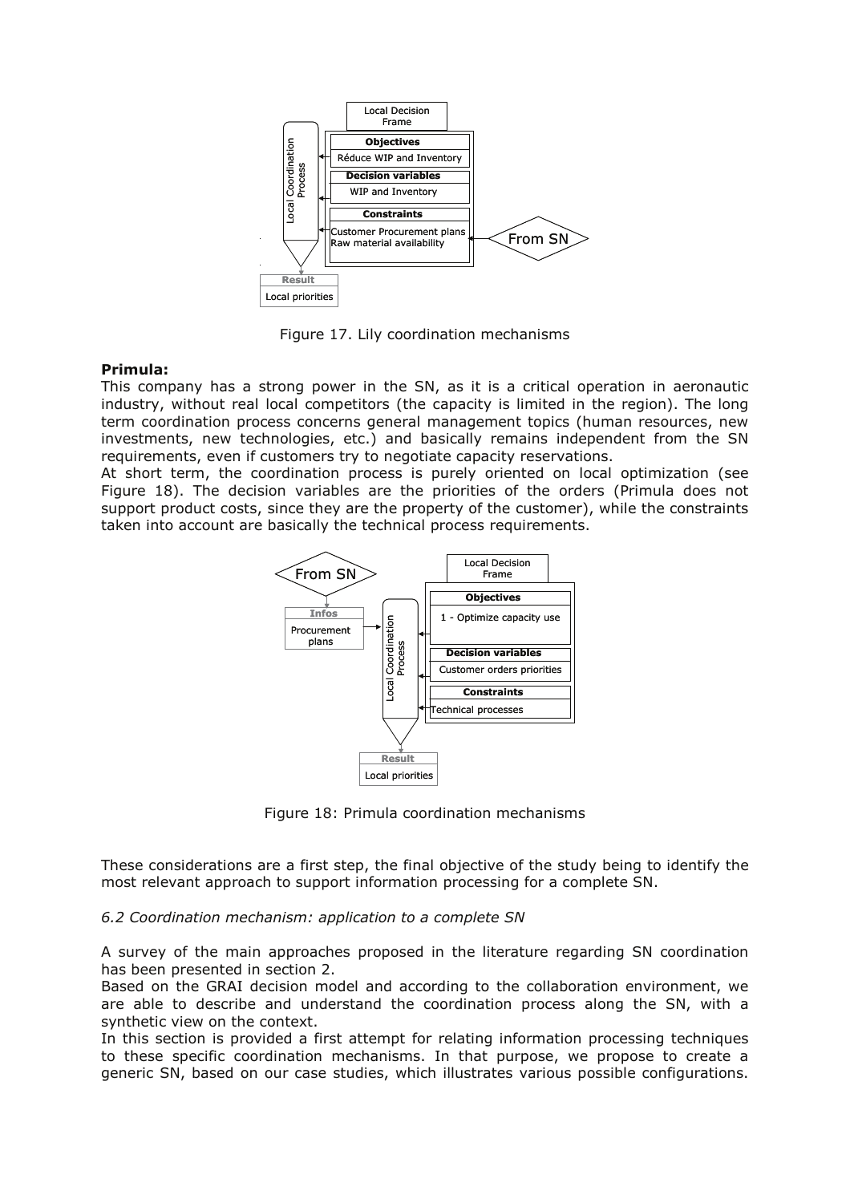Figure 17. Lily coordination mechanisms

**Primula:**

This company has a strong power in the SN, as it is a critical operation in aeronautic industry, without real local competitors (the capacity is limited in the region). The long term coordination process concerns general management topics (human resources, new investments, new technologies, etc.) and basically remains independent from the SN requirements, even if customers try to negotiate capacity reservations.

At short term, the coordination process is purely oriented on local optimization (see Figure 18). The decision variables are the priorities of the orders (Primula does not support product costs, since they are the property of the customer), while the constraints taken into account are basically the technical process requirements.

Figure 18: Primula coordination mechanisms

These considerations are a first step, the final objective of the study being to identify the most relevant approach to support information processing for a complete SN.

*6.2 Coordination mechanism: application to a complete SN*

A survey of the main approaches proposed in the literature regarding SN coordination has been presented in section 2.

Based on the GRAI decision model and according to the collaboration environment, we are able to describe and understand the coordination process along the SN, with a synthetic view on the context.

In this section is provided a first attempt for relating information processing techniques to these specific coordination mechanisms. In that purpose, we propose to create a generic SN, based on our case studies, which illustrates various possible configurations.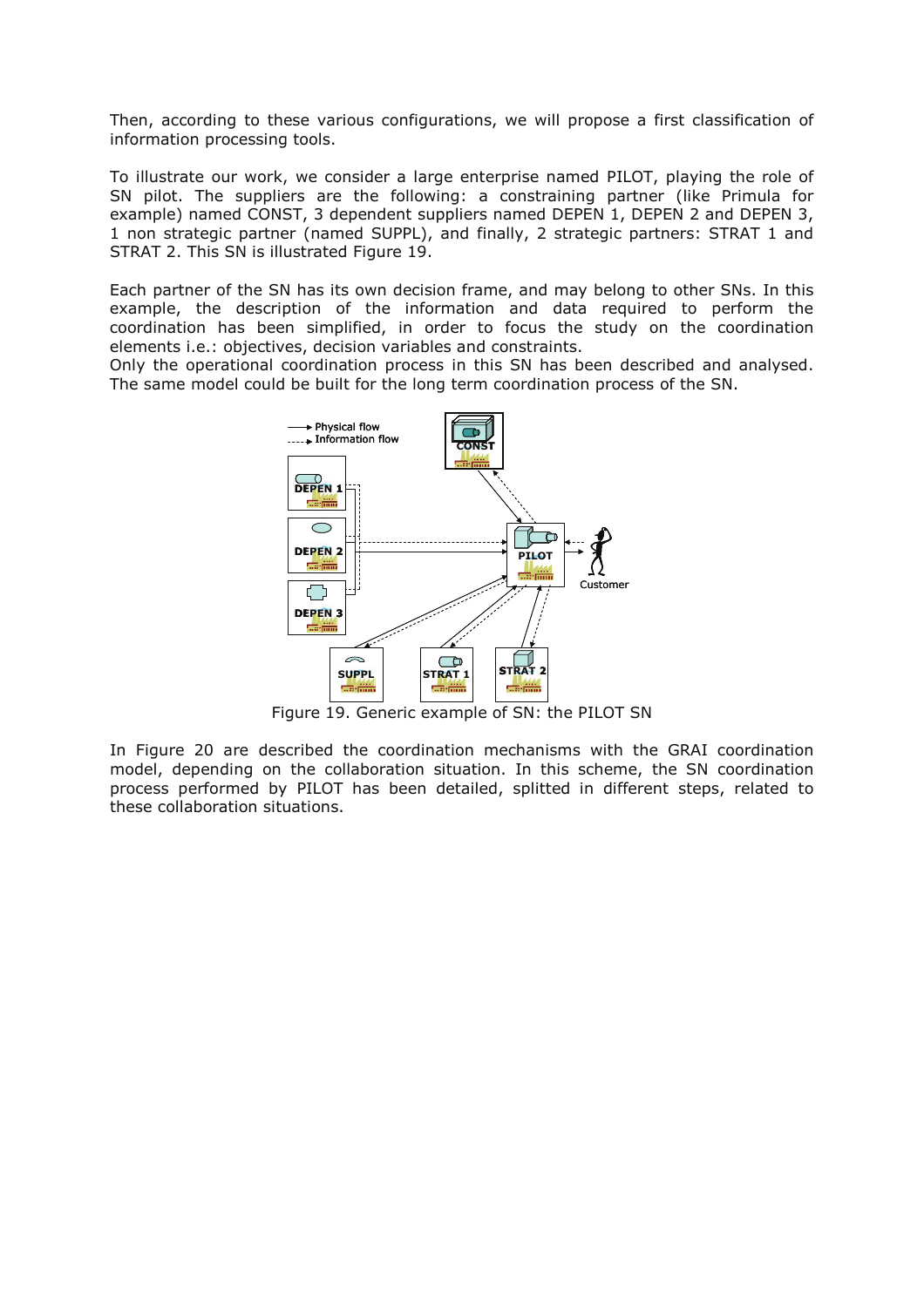Then, according to these various configurations, we will propose a first classification of information processing tools.

To illustrate our work, we consider a large enterprise named PILOT, playing the role of SN pilot. The suppliers are the following: a constraining partner (like Primula for example) named CONST, 3 dependent suppliers named DEPEN 1, DEPEN 2 and DEPEN 3, 1 non strategic partner (named SUPPL), and finally, 2 strategic partners: STRAT 1 and STRAT 2. This SN is illustrated Figure 19.

Each partner of the SN has its own decision frame, and may belong to other SNs. In this example, the description of the information and data required to perform the coordination has been simplified, in order to focus the study on the coordination elements i.e.: objectives, decision variables and constraints.
Only the operational coordination process in this SN has been described and analysed. The same model could be built for the long term coordination process of the SN.

Figure 19. Generic example of SN: the PILOT SN

In Figure 20 are described the coordination mechanisms with the GRAI coordination model, depending on the collaboration situation. In this scheme, the SN coordination process performed by PILOT has been detailed, splitted in different steps, related to these collaboration situations.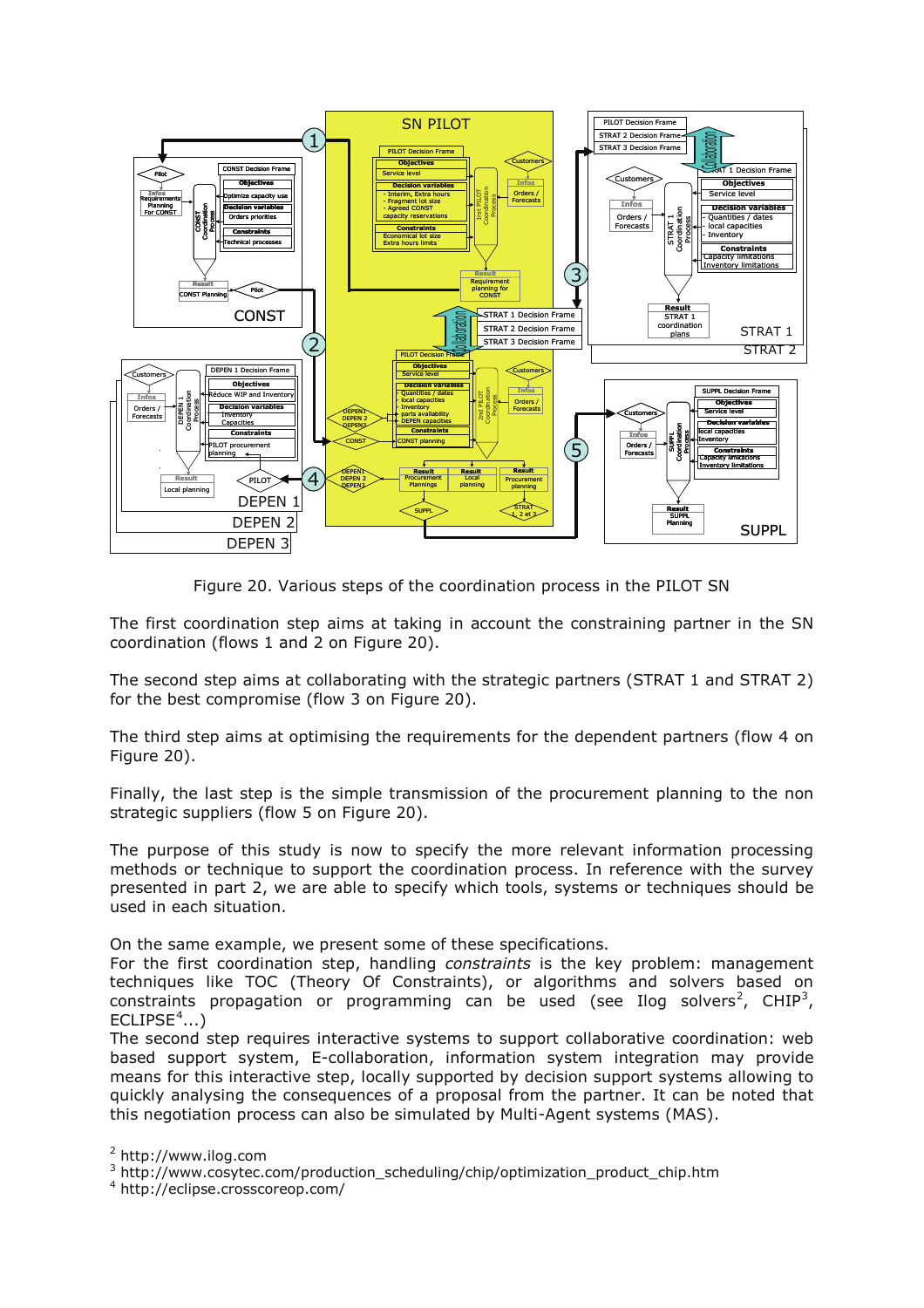Figure 20. Various steps of the coordination process in the PILOT SN

The first coordination step aims at taking in account the constraining partner in the SN coordination (flows 1 and 2 on Figure 20).

The second step aims at collaborating with the strategic partners (STRAT 1 and STRAT 2) for the best compromise (flow 3 on Figure 20).

The third step aims at optimising the requirements for the dependent partners (flow 4 on Figure 20).

Finally, the last step is the simple transmission of the procurement planning to the non strategic suppliers (flow 5 on Figure 20).

The purpose of this study is now to specify the more relevant information processing methods or technique to support the coordination process. In reference with the survey presented in part 2, we are able to specify which tools, systems or techniques should be used in each situation.

On the same example, we present some of these specifications.

For the first coordination step, handling *constraints* is the key problem: management techniques like TOC (Theory Of Constraints), or algorithms and solvers based on constraints propagation or programming can be used (see Ilog solvers[2], CHIP[3], ECLIPSE[4]...)

The second step requires interactive systems to support collaborative coordination: web based support system, E-collaboration, information system integration may provide means for this interactive step, locally supported by decision support systems allowing to quickly analysing the consequences of a proposal from the partner. It can be noted that this negotiation process can also be simulated by Multi-Agent systems (MAS).

[2] http://www.ilog.com

[3] http://www.cosytec.com/production_scheduling/chip/optimization_product_chip.htm

[4] http://eclipse.crosscoreop.com/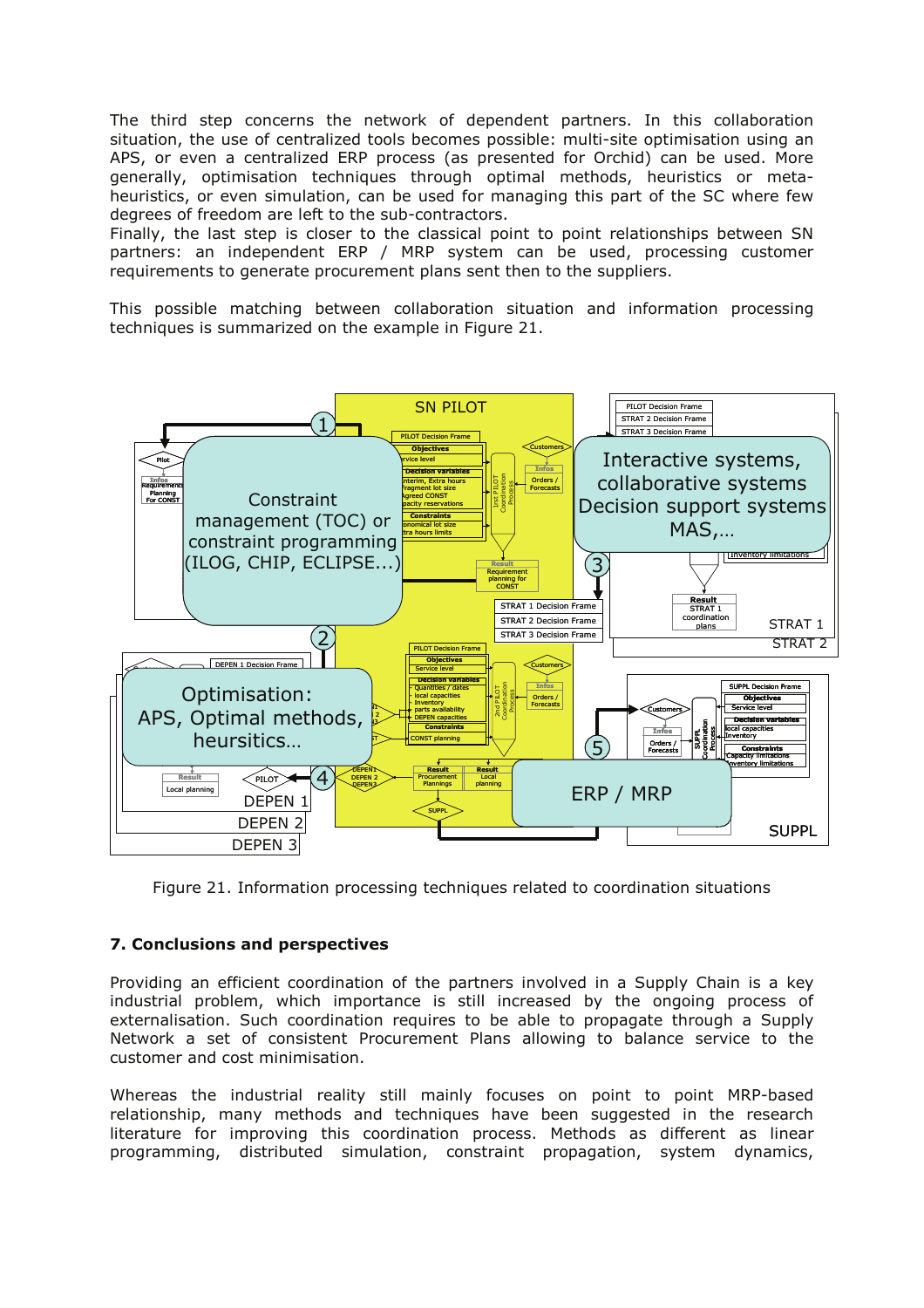The third step concerns the network of dependent partners. In this collaboration situation, the use of centralized tools becomes possible: multi-site optimisation using an APS, or even a centralized ERP process (as presented for Orchid) can be used. More generally, optimisation techniques through optimal methods, heuristics or meta-heuristics, or even simulation, can be used for managing this part of the SC where few degrees of freedom are left to the sub-contractors.
Finally, the last step is closer to the classical point to point relationships between SN partners: an independent ERP / MRP system can be used, processing customer requirements to generate procurement plans sent then to the suppliers.

This possible matching between collaboration situation and information processing techniques is summarized on the example in Figure 21.

Figure 21. Information processing techniques related to coordination situations

## 7. Conclusions and perspectives

Providing an efficient coordination of the partners involved in a Supply Chain is a key industrial problem, which importance is still increased by the ongoing process of externalisation. Such coordination requires to be able to propagate through a Supply Network a set of consistent Procurement Plans allowing to balance service to the customer and cost minimisation.

Whereas the industrial reality still mainly focuses on point to point MRP-based relationship, many methods and techniques have been suggested in the research literature for improving this coordination process. Methods as different as linear programming, distributed simulation, constraint propagation, system dynamics,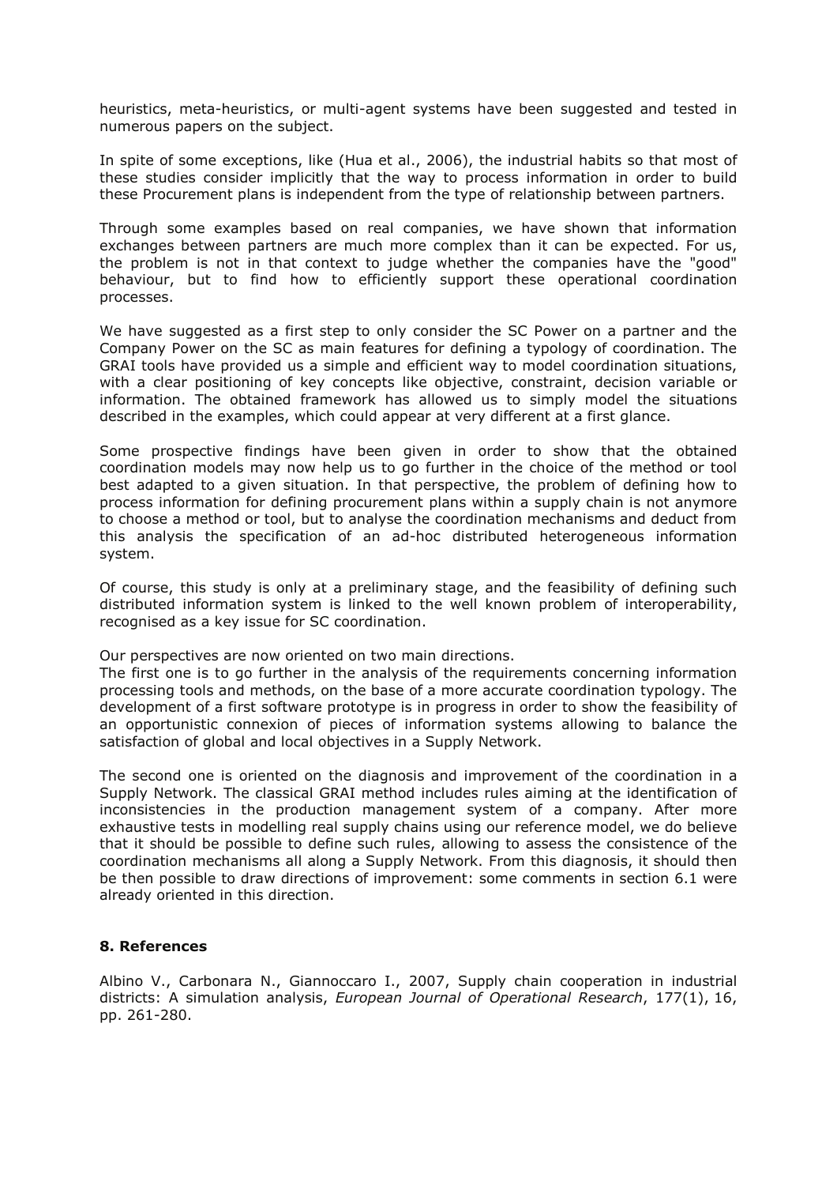heuristics, meta-heuristics, or multi-agent systems have been suggested and tested in numerous papers on the subject.

In spite of some exceptions, like (Hua et al., 2006), the industrial habits so that most of these studies consider implicitly that the way to process information in order to build these Procurement plans is independent from the type of relationship between partners.

Through some examples based on real companies, we have shown that information exchanges between partners are much more complex than it can be expected. For us, the problem is not in that context to judge whether the companies have the "good" behaviour, but to find how to efficiently support these operational coordination processes.

We have suggested as a first step to only consider the SC Power on a partner and the Company Power on the SC as main features for defining a typology of coordination. The GRAI tools have provided us a simple and efficient way to model coordination situations, with a clear positioning of key concepts like objective, constraint, decision variable or information. The obtained framework has allowed us to simply model the situations described in the examples, which could appear at very different at a first glance.

Some prospective findings have been given in order to show that the obtained coordination models may now help us to go further in the choice of the method or tool best adapted to a given situation. In that perspective, the problem of defining how to process information for defining procurement plans within a supply chain is not anymore to choose a method or tool, but to analyse the coordination mechanisms and deduct from this analysis the specification of an ad-hoc distributed heterogeneous information system.

Of course, this study is only at a preliminary stage, and the feasibility of defining such distributed information system is linked to the well known problem of interoperability, recognised as a key issue for SC coordination.

Our perspectives are now oriented on two main directions.
The first one is to go further in the analysis of the requirements concerning information processing tools and methods, on the base of a more accurate coordination typology. The development of a first software prototype is in progress in order to show the feasibility of an opportunistic connexion of pieces of information systems allowing to balance the satisfaction of global and local objectives in a Supply Network.

The second one is oriented on the diagnosis and improvement of the coordination in a Supply Network. The classical GRAI method includes rules aiming at the identification of inconsistencies in the production management system of a company. After more exhaustive tests in modelling real supply chains using our reference model, we do believe that it should be possible to define such rules, allowing to assess the consistence of the coordination mechanisms all along a Supply Network. From this diagnosis, it should then be then possible to draw directions of improvement: some comments in section 6.1 were already oriented in this direction.

## 8. References

Albino V., Carbonara N., Giannoccaro I., 2007, Supply chain cooperation in industrial districts: A simulation analysis, *European Journal of Operational Research*, 177(1), 16, pp. 261-280.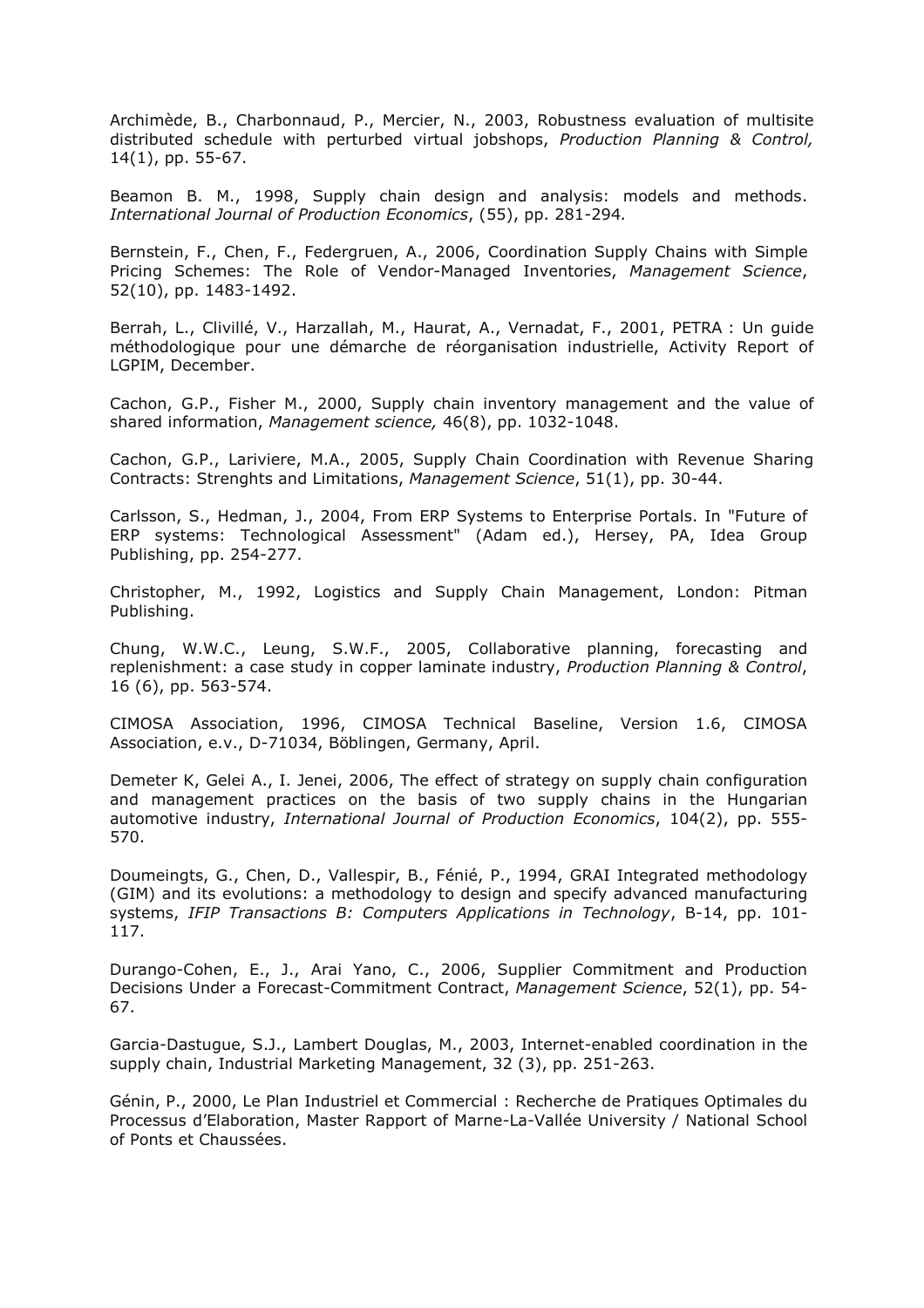Archimède, B., Charbonnaud, P., Mercier, N., 2003, Robustness evaluation of multisite distributed schedule with perturbed virtual jobshops, *Production Planning & Control,* 14(1), pp. 55-67.

Beamon B. M., 1998, Supply chain design and analysis: models and methods. *International Journal of Production Economics*, (55), pp. 281-294*.*

Bernstein, F., Chen, F., Federgruen, A., 2006, Coordination Supply Chains with Simple Pricing Schemes: The Role of Vendor-Managed Inventories, *Management Science*, 52(10), pp. 1483-1492.

Berrah, L., Clivillé, V., Harzallah, M., Haurat, A., Vernadat, F., 2001, PETRA : Un guide méthodologique pour une démarche de réorganisation industrielle, Activity Report of LGPIM, December.

Cachon, G.P., Fisher M., 2000, Supply chain inventory management and the value of shared information, *Management science,* 46(8), pp. 1032-1048.

Cachon, G.P., Lariviere, M.A., 2005, Supply Chain Coordination with Revenue Sharing Contracts: Strenghts and Limitations, *Management Science*, 51(1), pp. 30-44.

Carlsson, S., Hedman, J., 2004, From ERP Systems to Enterprise Portals. In "Future of ERP systems: Technological Assessment" (Adam ed.), Hersey, PA, Idea Group Publishing, pp. 254-277.

Christopher, M., 1992, Logistics and Supply Chain Management, London: Pitman Publishing.

Chung, W.W.C., Leung, S.W.F., 2005, Collaborative planning, forecasting and replenishment: a case study in copper laminate industry, *Production Planning & Control*, 16 (6), pp. 563-574.

CIMOSA Association, 1996, CIMOSA Technical Baseline, Version 1.6, CIMOSA Association, e.v., D-71034, Böblingen, Germany, April.

Demeter K, Gelei A., I. Jenei, 2006, The effect of strategy on supply chain configuration and management practices on the basis of two supply chains in the Hungarian automotive industry, *International Journal of Production Economics*, 104(2), pp. 555-570.

Doumeingts, G., Chen, D., Vallespir, B., Fénié, P., 1994, GRAI Integrated methodology (GIM) and its evolutions: a methodology to design and specify advanced manufacturing systems, *IFIP Transactions B: Computers Applications in Technology*, B-14, pp. 101-117.

Durango-Cohen, E., J., Arai Yano, C., 2006, Supplier Commitment and Production Decisions Under a Forecast-Commitment Contract, *Management Science*, 52(1), pp. 54-67.

Garcia-Dastugue, S.J., Lambert Douglas, M., 2003, Internet-enabled coordination in the supply chain, Industrial Marketing Management, 32 (3), pp. 251-263.

Génin, P., 2000, Le Plan Industriel et Commercial : Recherche de Pratiques Optimales du Processus d'Elaboration, Master Rapport of Marne-La-Vallée University / National School of Ponts et Chaussées.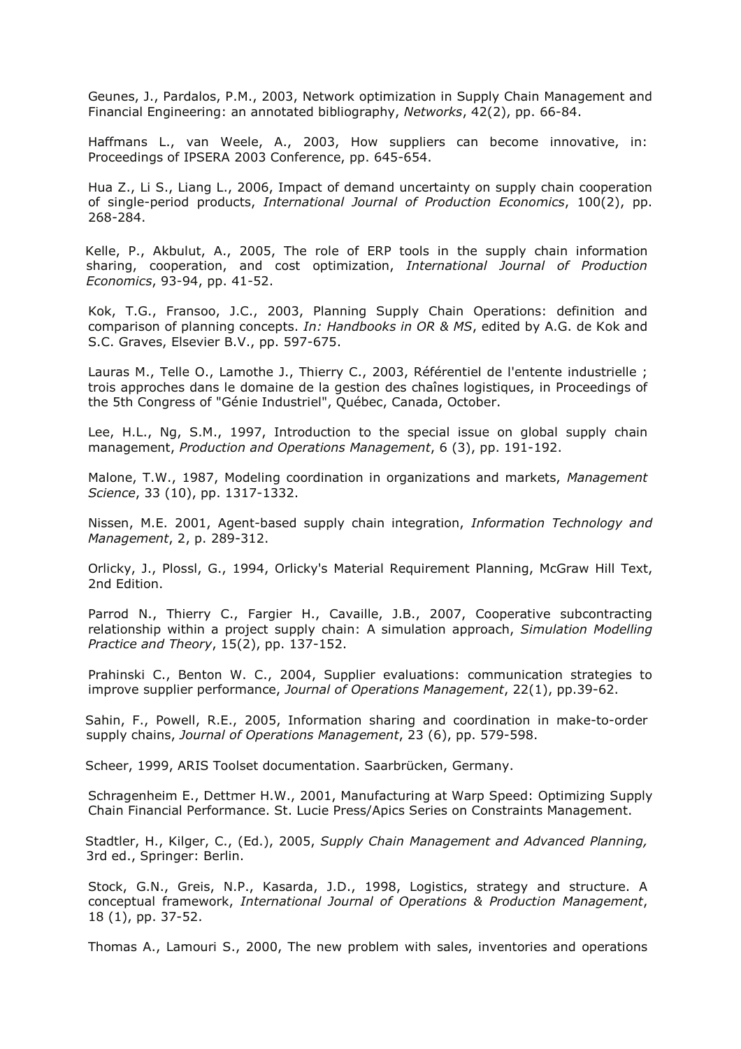Geunes, J., Pardalos, P.M., 2003, Network optimization in Supply Chain Management and Financial Engineering: an annotated bibliography, *Networks*, 42(2), pp. 66-84.

Haffmans L., van Weele, A., 2003, How suppliers can become innovative, in: Proceedings of IPSERA 2003 Conference, pp. 645-654.

Hua Z., Li S., Liang L., 2006, Impact of demand uncertainty on supply chain cooperation of single-period products, *International Journal of Production Economics*, 100(2), pp. 268-284.

Kelle, P., Akbulut, A., 2005, The role of ERP tools in the supply chain information sharing, cooperation, and cost optimization, *International Journal of Production Economics*, 93-94, pp. 41-52.

Kok, T.G., Fransoo, J.C., 2003, Planning Supply Chain Operations: definition and comparison of planning concepts. *In: Handbooks in OR & MS*, edited by A.G. de Kok and S.C. Graves, Elsevier B.V., pp. 597-675.

Lauras M., Telle O., Lamothe J., Thierry C., 2003, Référentiel de l'entente industrielle ; trois approches dans le domaine de la gestion des chaînes logistiques, in Proceedings of the 5th Congress of "Génie Industriel", Québec, Canada, October.

Lee, H.L., Ng, S.M., 1997, Introduction to the special issue on global supply chain management, *Production and Operations Management*, 6 (3), pp. 191-192.

Malone, T.W., 1987, Modeling coordination in organizations and markets, *Management Science*, 33 (10), pp. 1317-1332.

Nissen, M.E. 2001, Agent-based supply chain integration, *Information Technology and Management*, 2, p. 289-312.

Orlicky, J., Plossl, G., 1994, Orlicky's Material Requirement Planning, McGraw Hill Text, 2nd Edition.

Parrod N., Thierry C., Fargier H., Cavaille, J.B., 2007, Cooperative subcontracting relationship within a project supply chain: A simulation approach, *Simulation Modelling Practice and Theory*, 15(2), pp. 137-152.

Prahinski C., Benton W. C., 2004, Supplier evaluations: communication strategies to improve supplier performance, *Journal of Operations Management*, 22(1), pp.39-62.

Sahin, F., Powell, R.E., 2005, Information sharing and coordination in make-to-order supply chains, *Journal of Operations Management*, 23 (6), pp. 579-598.

Scheer, 1999, ARIS Toolset documentation. Saarbrücken, Germany.

Schragenheim E., Dettmer H.W., 2001, Manufacturing at Warp Speed: Optimizing Supply Chain Financial Performance. St. Lucie Press/Apics Series on Constraints Management.

Stadtler, H., Kilger, C., (Ed.), 2005, *Supply Chain Management and Advanced Planning,* 3rd ed., Springer: Berlin.

Stock, G.N., Greis, N.P., Kasarda, J.D., 1998, Logistics, strategy and structure. A conceptual framework, *International Journal of Operations & Production Management*, 18 (1), pp. 37-52.

Thomas A., Lamouri S., 2000, The new problem with sales, inventories and operations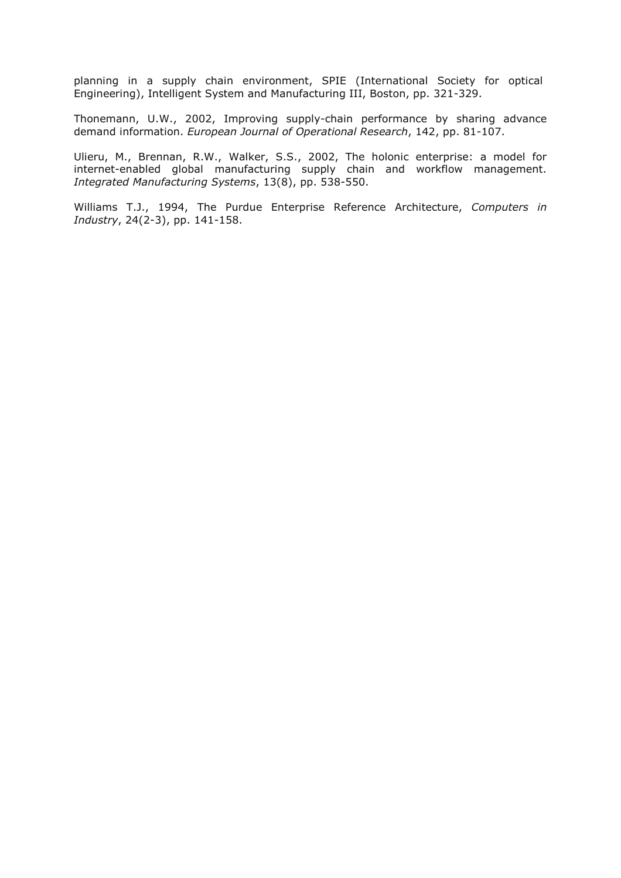planning in a supply chain environment, SPIE (International Society for optical Engineering), Intelligent System and Manufacturing III, Boston, pp. 321-329.

Thonemann, U.W., 2002, Improving supply-chain performance by sharing advance demand information. *European Journal of Operational Research*, 142, pp. 81-107.

Ulieru, M., Brennan, R.W., Walker, S.S., 2002, The holonic enterprise: a model for internet-enabled global manufacturing supply chain and workflow management. *Integrated Manufacturing Systems*, 13(8), pp. 538-550.

Williams T.J., 1994, The Purdue Enterprise Reference Architecture, *Computers in Industry*, 24(2-3), pp. 141-158.